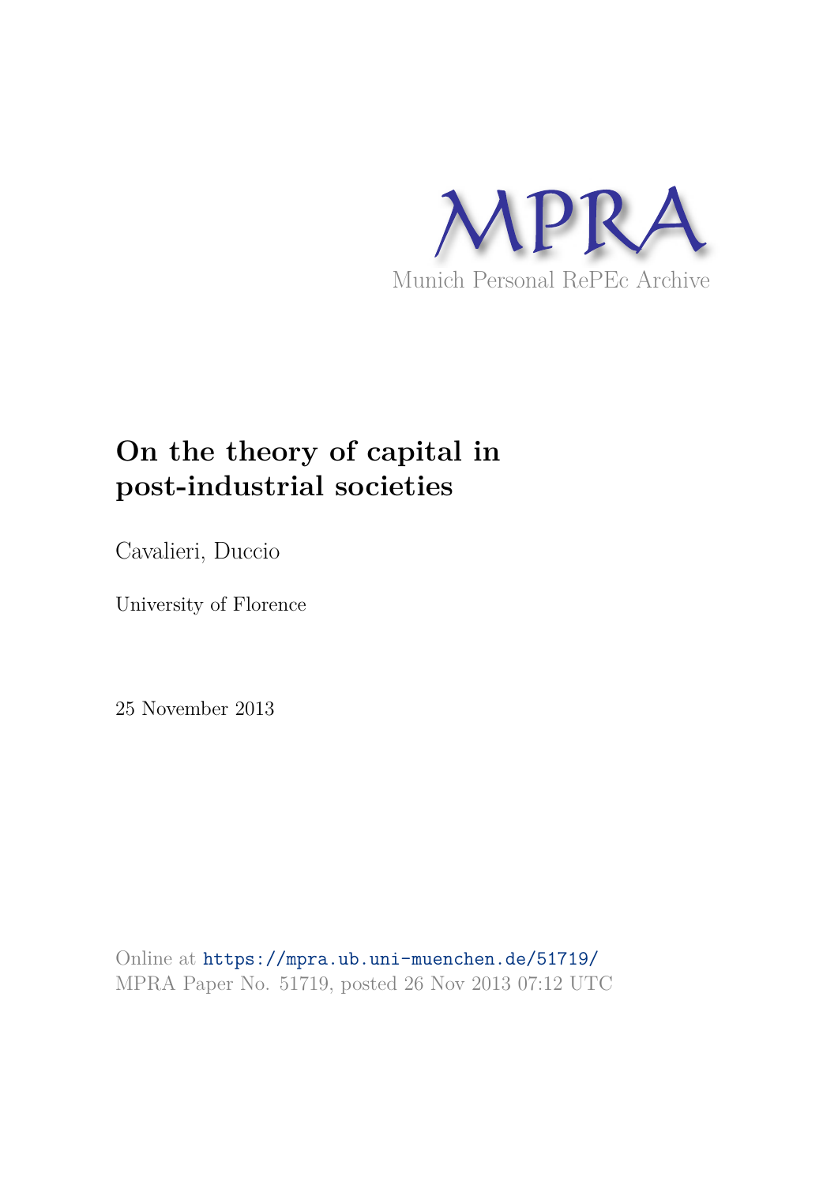MPRA

Munich Personal RePEc Archive

# On the theory of capital in post-industrial societies

Cavalieri, Duccio

University of Florence

25 November 2013

Online at https://mpra.ub.uni-muenchen.de/51719/
MPRA Paper No. 51719, posted 26 Nov 2013 07:12 UTC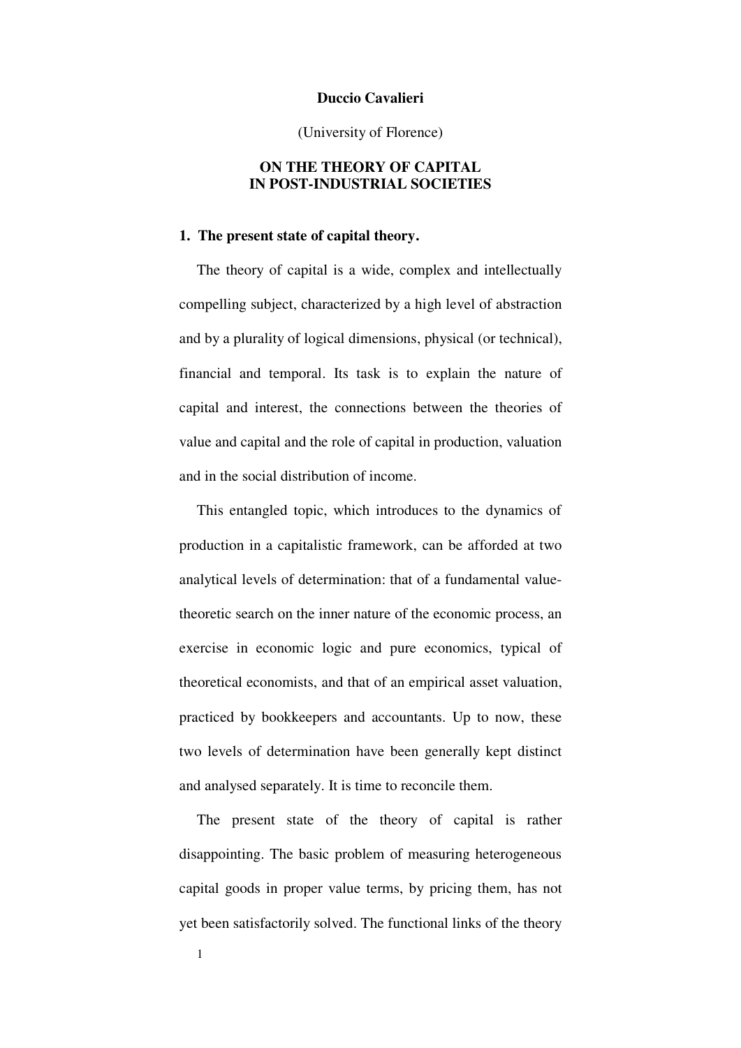**Duccio Cavalieri**

(University of Florence)

**ON THE THEORY OF CAPITAL IN POST-INDUSTRIAL SOCIETIES**

## 1. The present state of capital theory.

The theory of capital is a wide, complex and intellectually compelling subject, characterized by a high level of abstraction and by a plurality of logical dimensions, physical (or technical), financial and temporal. Its task is to explain the nature of capital and interest, the connections between the theories of value and capital and the role of capital in production, valuation and in the social distribution of income.

This entangled topic, which introduces to the dynamics of production in a capitalistic framework, can be afforded at two analytical levels of determination: that of a fundamental value-theoretic search on the inner nature of the economic process, an exercise in economic logic and pure economics, typical of theoretical economists, and that of an empirical asset valuation, practiced by bookkeepers and accountants. Up to now, these two levels of determination have been generally kept distinct and analysed separately. It is time to reconcile them.

The present state of the theory of capital is rather disappointing. The basic problem of measuring heterogeneous capital goods in proper value terms, by pricing them, has not yet been satisfactorily solved. The functional links of the theory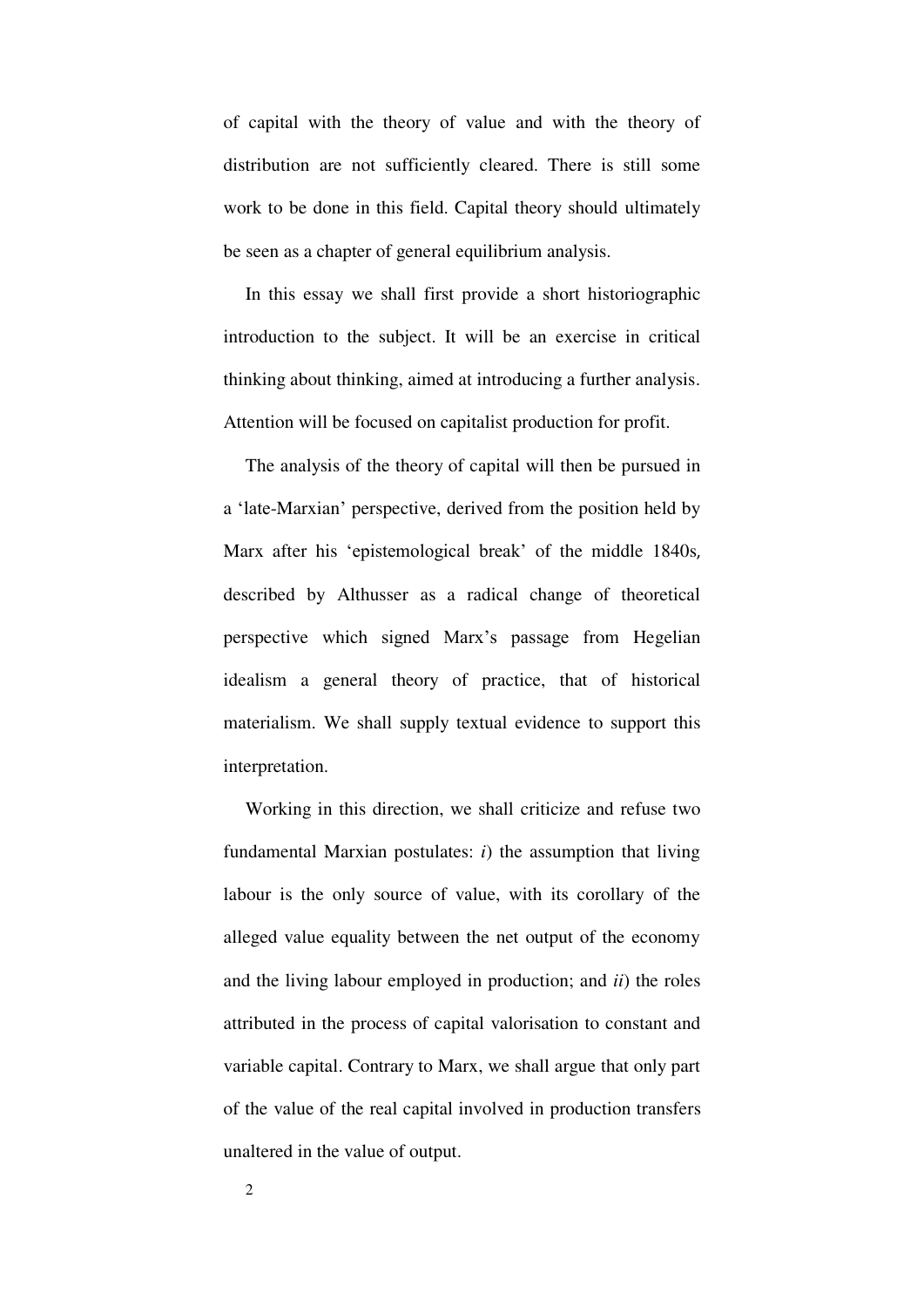of capital with the theory of value and with the theory of distribution are not sufficiently cleared. There is still some work to be done in this field. Capital theory should ultimately be seen as a chapter of general equilibrium analysis.

In this essay we shall first provide a short historiographic introduction to the subject. It will be an exercise in critical thinking about thinking, aimed at introducing a further analysis. Attention will be focused on capitalist production for profit.

The analysis of the theory of capital will then be pursued in a 'late-Marxian' perspective, derived from the position held by Marx after his 'epistemological break' of the middle 1840s, described by Althusser as a radical change of theoretical perspective which signed Marx's passage from Hegelian idealism a general theory of practice, that of historical materialism. We shall supply textual evidence to support this interpretation.

Working in this direction, we shall criticize and refuse two fundamental Marxian postulates: *i*) the assumption that living labour is the only source of value, with its corollary of the alleged value equality between the net output of the economy and the living labour employed in production; and *ii*) the roles attributed in the process of capital valorisation to constant and variable capital. Contrary to Marx, we shall argue that only part of the value of the real capital involved in production transfers unaltered in the value of output.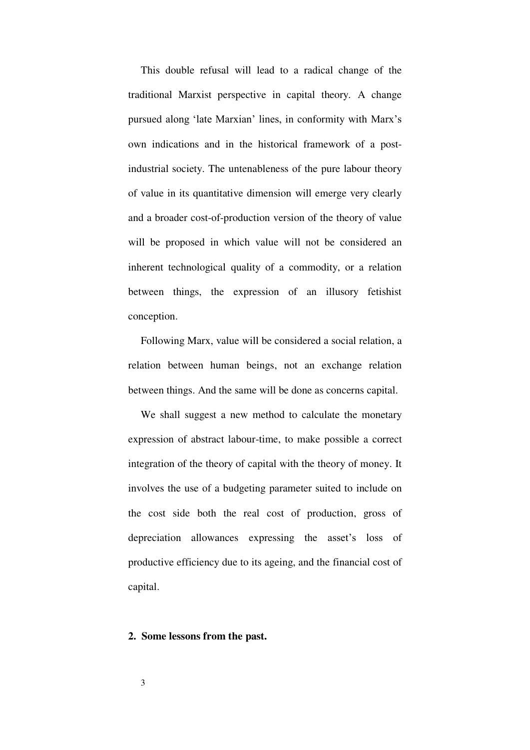This double refusal will lead to a radical change of the traditional Marxist perspective in capital theory. A change pursued along 'late Marxian' lines, in conformity with Marx's own indications and in the historical framework of a post-industrial society. The untenableness of the pure labour theory of value in its quantitative dimension will emerge very clearly and a broader cost-of-production version of the theory of value will be proposed in which value will not be considered an inherent technological quality of a commodity, or a relation between things, the expression of an illusory fetishist conception.

Following Marx, value will be considered a social relation, a relation between human beings, not an exchange relation between things. And the same will be done as concerns capital.

We shall suggest a new method to calculate the monetary expression of abstract labour-time, to make possible a correct integration of the theory of capital with the theory of money. It involves the use of a budgeting parameter suited to include on the cost side both the real cost of production, gross of depreciation allowances expressing the asset's loss of productive efficiency due to its ageing, and the financial cost of capital.

## 2. Some lessons from the past.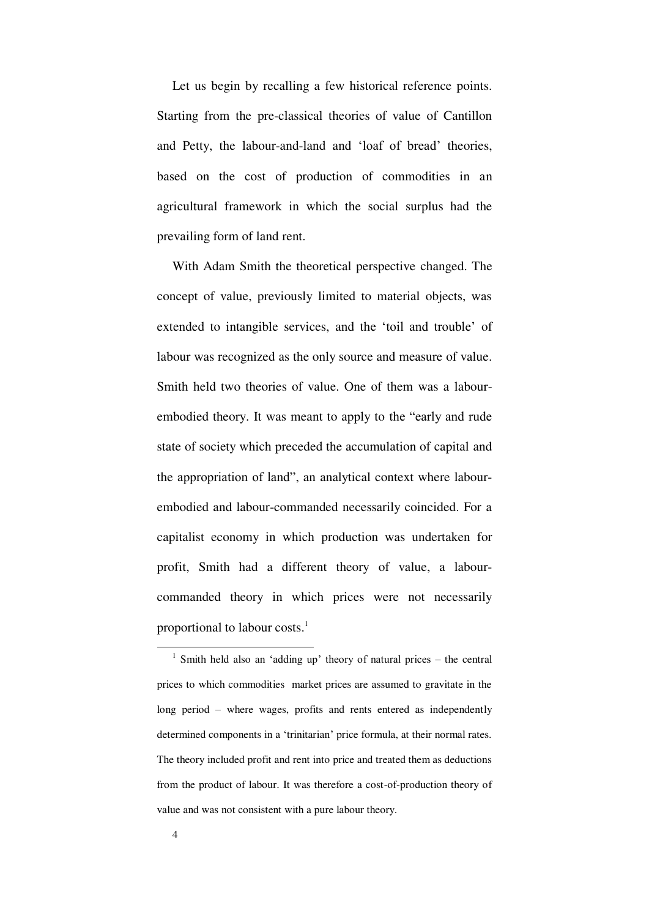Let us begin by recalling a few historical reference points. Starting from the pre-classical theories of value of Cantillon and Petty, the labour-and-land and 'loaf of bread' theories, based on the cost of production of commodities in an agricultural framework in which the social surplus had the prevailing form of land rent.

With Adam Smith the theoretical perspective changed. The concept of value, previously limited to material objects, was extended to intangible services, and the 'toil and trouble' of labour was recognized as the only source and measure of value. Smith held two theories of value. One of them was a labour-embodied theory. It was meant to apply to the "early and rude state of society which preceded the accumulation of capital and the appropriation of land", an analytical context where labour-embodied and labour-commanded necessarily coincided. For a capitalist economy in which production was undertaken for profit, Smith had a different theory of value, a labour-commanded theory in which prices were not necessarily proportional to labour costs.[1]

---

[1] Smith held also an 'adding up' theory of natural prices – the central prices to which commodities market prices are assumed to gravitate in the long period – where wages, profits and rents entered as independently determined components in a 'trinitarian' price formula, at their normal rates. The theory included profit and rent into price and treated them as deductions from the product of labour. It was therefore a cost-of-production theory of value and was not consistent with a pure labour theory.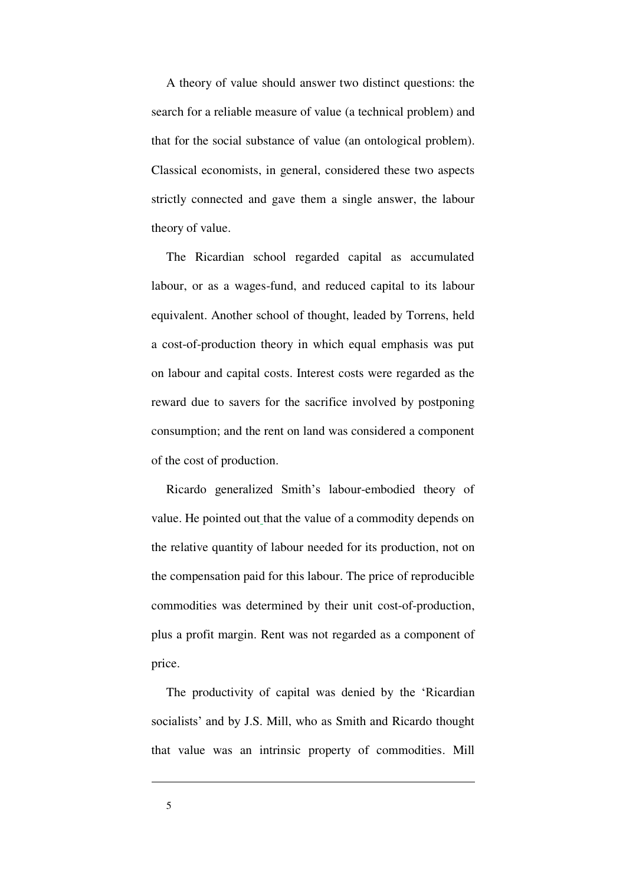A theory of value should answer two distinct questions: the search for a reliable measure of value (a technical problem) and that for the social substance of value (an ontological problem). Classical economists, in general, considered these two aspects strictly connected and gave them a single answer, the labour theory of value.

The Ricardian school regarded capital as accumulated labour, or as a wages-fund, and reduced capital to its labour equivalent. Another school of thought, leaded by Torrens, held a cost-of-production theory in which equal emphasis was put on labour and capital costs. Interest costs were regarded as the reward due to savers for the sacrifice involved by postponing consumption; and the rent on land was considered a component of the cost of production.

Ricardo generalized Smith's labour-embodied theory of value. He pointed out that the value of a commodity depends on the relative quantity of labour needed for its production, not on the compensation paid for this labour. The price of reproducible commodities was determined by their unit cost-of-production, plus a profit margin. Rent was not regarded as a component of price.

The productivity of capital was denied by the 'Ricardian socialists' and by J.S. Mill, who as Smith and Ricardo thought that value was an intrinsic property of commodities. Mill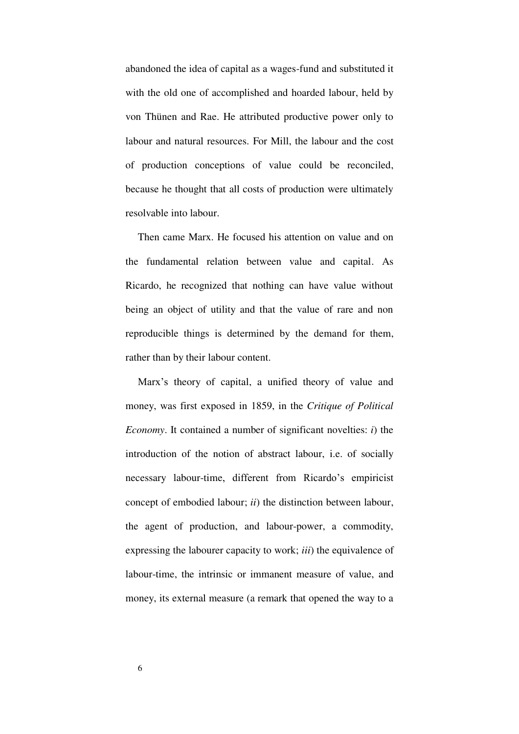abandoned the idea of capital as a wages-fund and substituted it with the old one of accomplished and hoarded labour, held by von Thünen and Rae. He attributed productive power only to labour and natural resources. For Mill, the labour and the cost of production conceptions of value could be reconciled, because he thought that all costs of production were ultimately resolvable into labour.

Then came Marx. He focused his attention on value and on the fundamental relation between value and capital. As Ricardo, he recognized that nothing can have value without being an object of utility and that the value of rare and non reproducible things is determined by the demand for them, rather than by their labour content.

Marx's theory of capital, a unified theory of value and money, was first exposed in 1859, in the *Critique of Political Economy*. It contained a number of significant novelties: *i*) the introduction of the notion of abstract labour, i.e. of socially necessary labour-time, different from Ricardo's empiricist concept of embodied labour; *ii*) the distinction between labour, the agent of production, and labour-power, a commodity, expressing the labourer capacity to work; *iii*) the equivalence of labour-time, the intrinsic or immanent measure of value, and money, its external measure (a remark that opened the way to a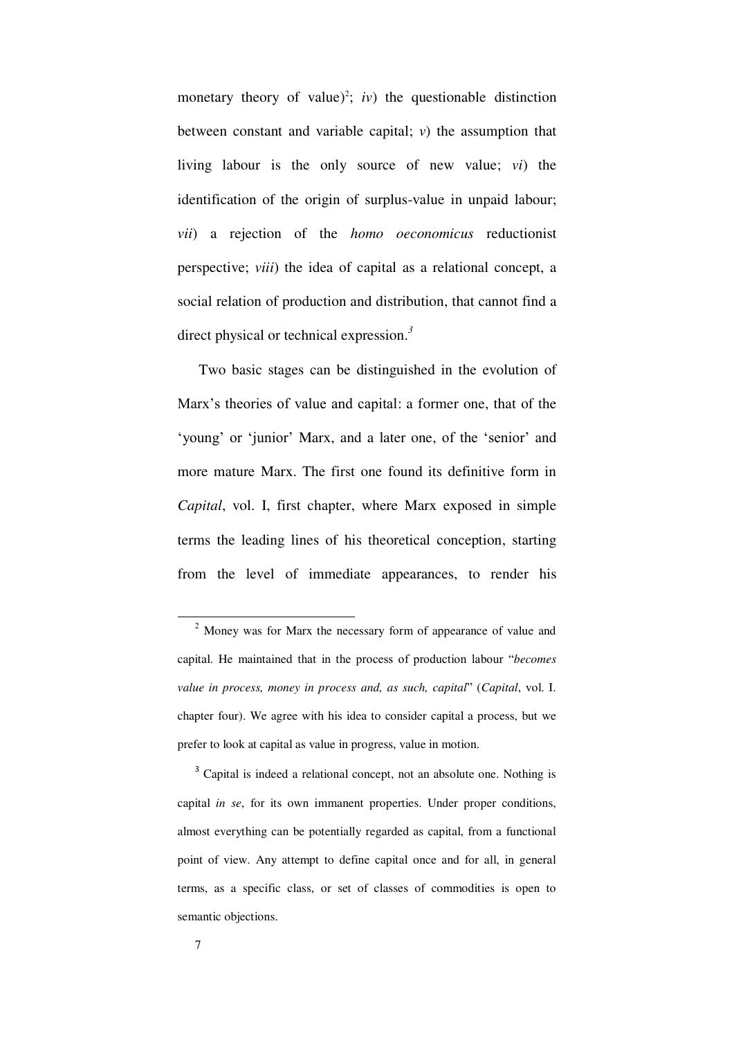monetary theory of value)[2]; *iv*) the questionable distinction between constant and variable capital; *v*) the assumption that living labour is the only source of new value; *vi*) the identification of the origin of surplus-value in unpaid labour; *vii*) a rejection of the *homo oeconomicus* reductionist perspective; *viii*) the idea of capital as a relational concept, a social relation of production and distribution, that cannot find a direct physical or technical expression.[3]

Two basic stages can be distinguished in the evolution of Marx's theories of value and capital: a former one, that of the 'young' or 'junior' Marx, and a later one, of the 'senior' and more mature Marx. The first one found its definitive form in *Capital*, vol. I, first chapter, where Marx exposed in simple terms the leading lines of his theoretical conception, starting from the level of immediate appearances, to render his

---

[2] Money was for Marx the necessary form of appearance of value and capital. He maintained that in the process of production labour "*becomes value in process, money in process and, as such, capital*" (*Capital*, vol. I. chapter four). We agree with his idea to consider capital a process, but we prefer to look at capital as value in progress, value in motion.

[3] Capital is indeed a relational concept, not an absolute one. Nothing is capital *in se*, for its own immanent properties. Under proper conditions, almost everything can be potentially regarded as capital, from a functional point of view. Any attempt to define capital once and for all, in general terms, as a specific class, or set of classes of commodities is open to semantic objections.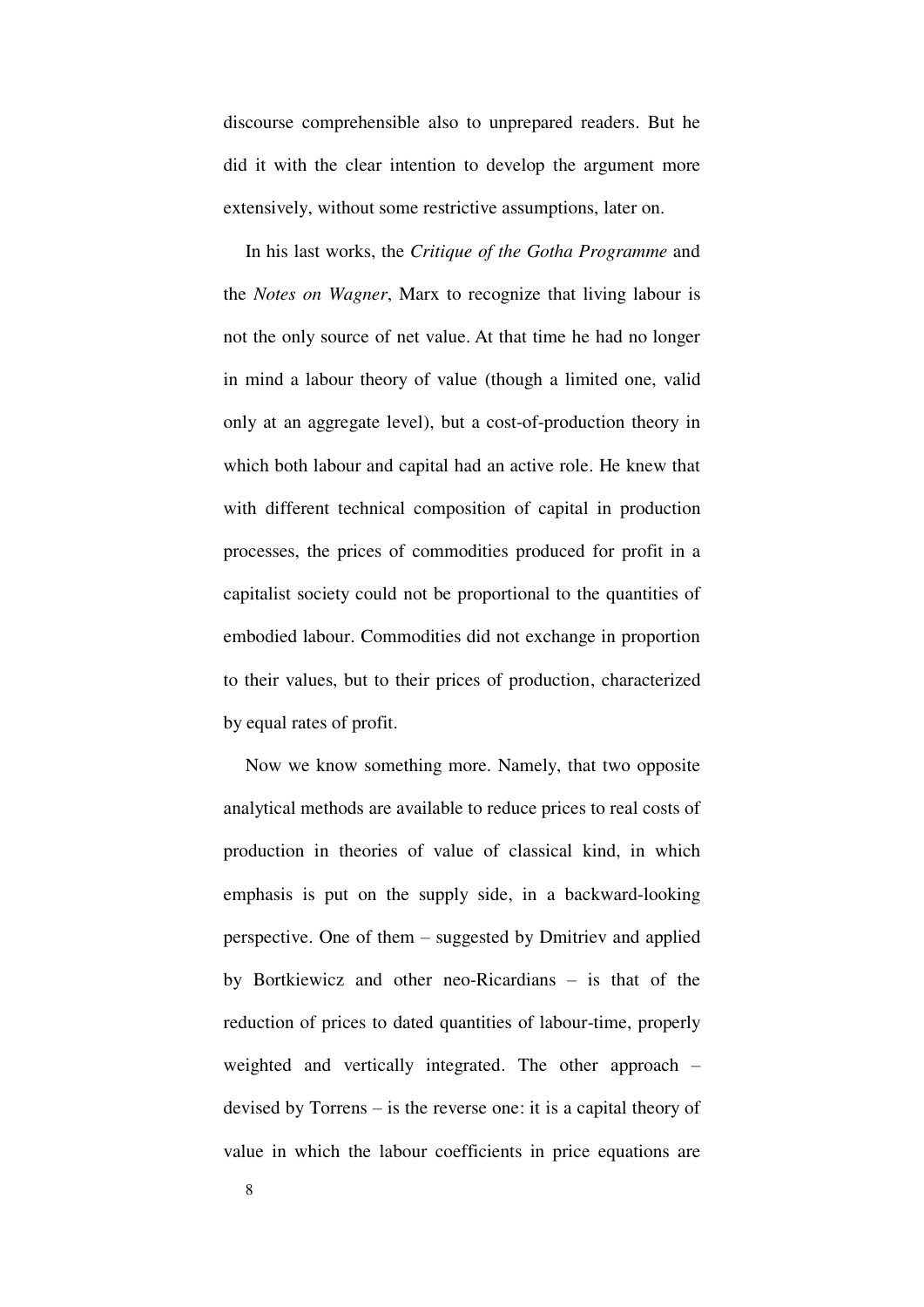discourse comprehensible also to unprepared readers. But he did it with the clear intention to develop the argument more extensively, without some restrictive assumptions, later on.

In his last works, the *Critique of the Gotha Programme* and the *Notes on Wagner*, Marx to recognize that living labour is not the only source of net value. At that time he had no longer in mind a labour theory of value (though a limited one, valid only at an aggregate level), but a cost-of-production theory in which both labour and capital had an active role. He knew that with different technical composition of capital in production processes, the prices of commodities produced for profit in a capitalist society could not be proportional to the quantities of embodied labour. Commodities did not exchange in proportion to their values, but to their prices of production, characterized by equal rates of profit.

Now we know something more. Namely, that two opposite analytical methods are available to reduce prices to real costs of production in theories of value of classical kind, in which emphasis is put on the supply side, in a backward-looking perspective. One of them – suggested by Dmitriev and applied by Bortkiewicz and other neo-Ricardians – is that of the reduction of prices to dated quantities of labour-time, properly weighted and vertically integrated. The other approach – devised by Torrens – is the reverse one: it is a capital theory of value in which the labour coefficients in price equations are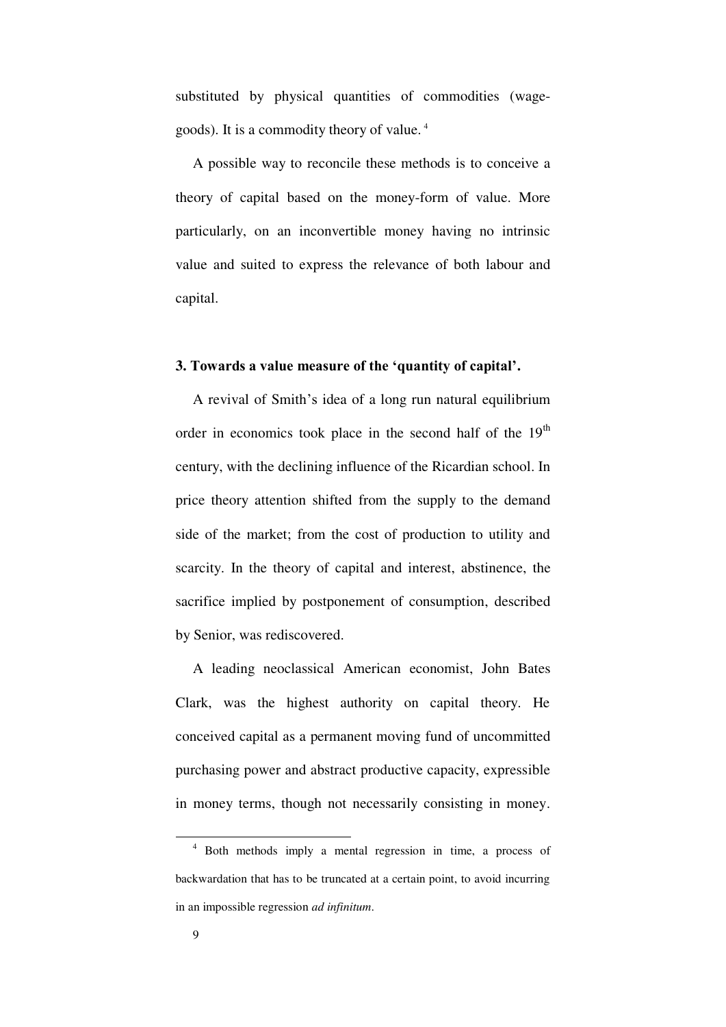substituted by physical quantities of commodities (wage-goods). It is a commodity theory of value. [4]

A possible way to reconcile these methods is to conceive a theory of capital based on the money-form of value. More particularly, on an inconvertible money having no intrinsic value and suited to express the relevance of both labour and capital.

### 3. Towards a value measure of the 'quantity of capital'.

A revival of Smith's idea of a long run natural equilibrium order in economics took place in the second half of the 19th century, with the declining influence of the Ricardian school. In price theory attention shifted from the supply to the demand side of the market; from the cost of production to utility and scarcity. In the theory of capital and interest, abstinence, the sacrifice implied by postponement of consumption, described by Senior, was rediscovered.

A leading neoclassical American economist, John Bates Clark, was the highest authority on capital theory. He conceived capital as a permanent moving fund of uncommitted purchasing power and abstract productive capacity, expressible in money terms, though not necessarily consisting in money.

---

[4] Both methods imply a mental regression in time, a process of backwardation that has to be truncated at a certain point, to avoid incurring in an impossible regression *ad infinitum*.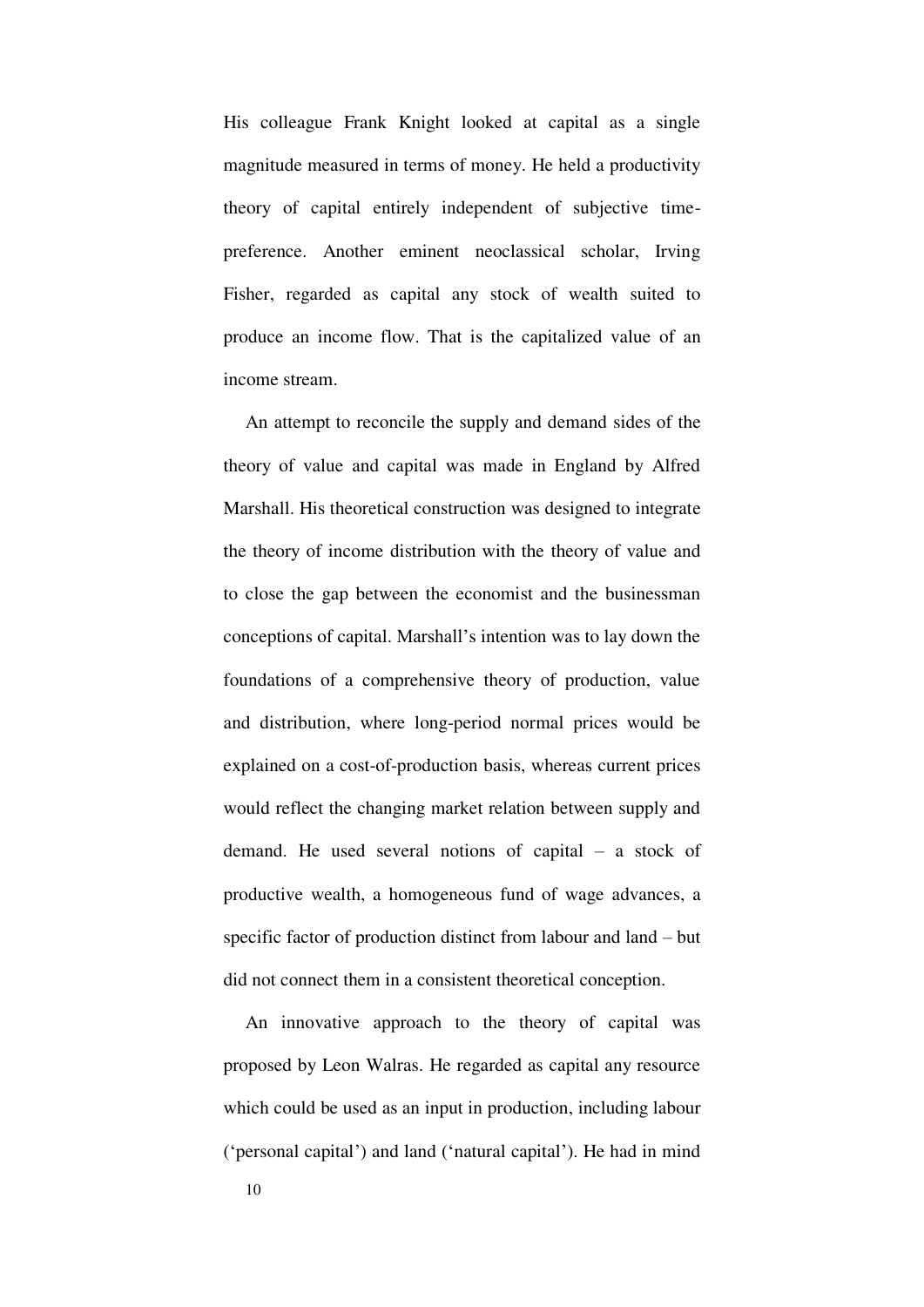His colleague Frank Knight looked at capital as a single magnitude measured in terms of money. He held a productivity theory of capital entirely independent of subjective time-preference. Another eminent neoclassical scholar, Irving Fisher, regarded as capital any stock of wealth suited to produce an income flow. That is the capitalized value of an income stream.

An attempt to reconcile the supply and demand sides of the theory of value and capital was made in England by Alfred Marshall. His theoretical construction was designed to integrate the theory of income distribution with the theory of value and to close the gap between the economist and the businessman conceptions of capital. Marshall's intention was to lay down the foundations of a comprehensive theory of production, value and distribution, where long-period normal prices would be explained on a cost-of-production basis, whereas current prices would reflect the changing market relation between supply and demand. He used several notions of capital – a stock of productive wealth, a homogeneous fund of wage advances, a specific factor of production distinct from labour and land – but did not connect them in a consistent theoretical conception.

An innovative approach to the theory of capital was proposed by Leon Walras. He regarded as capital any resource which could be used as an input in production, including labour ('personal capital') and land ('natural capital'). He had in mind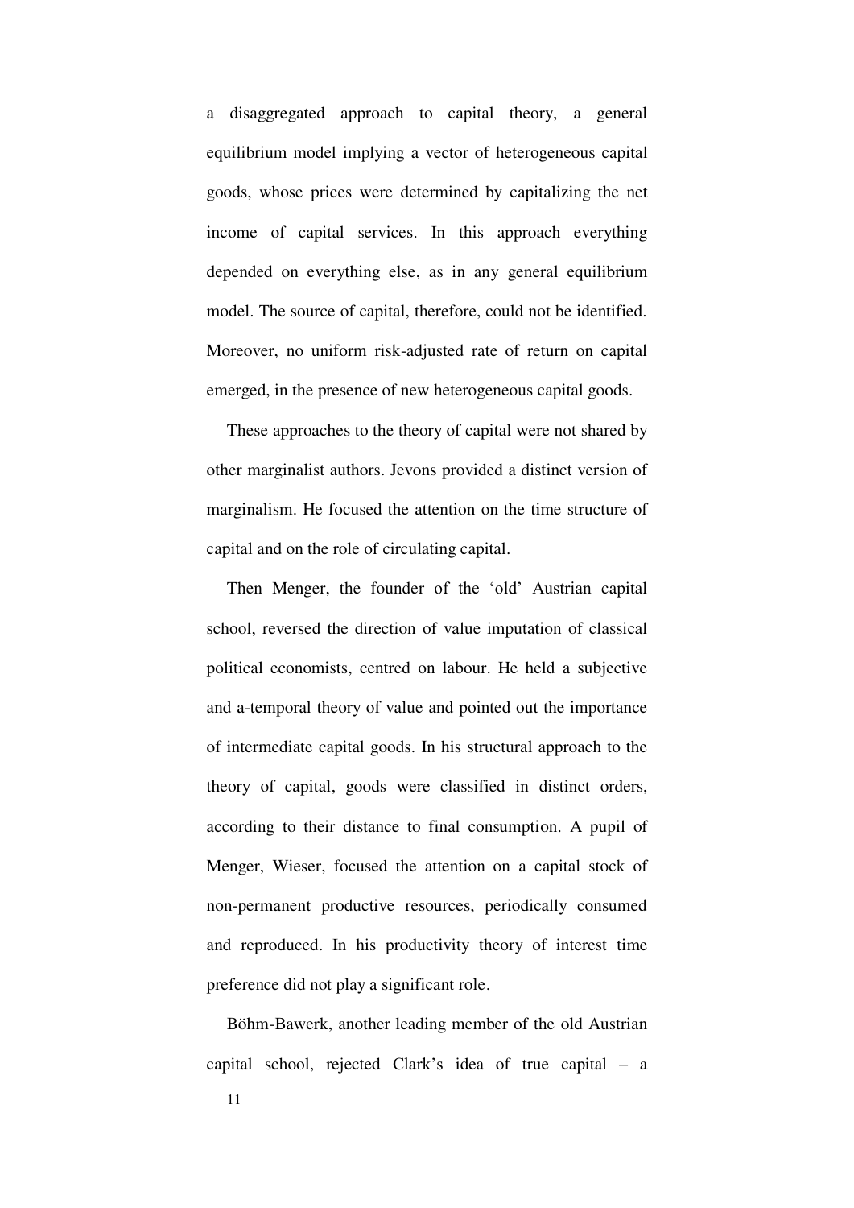a disaggregated approach to capital theory, a general equilibrium model implying a vector of heterogeneous capital goods, whose prices were determined by capitalizing the net income of capital services. In this approach everything depended on everything else, as in any general equilibrium model. The source of capital, therefore, could not be identified. Moreover, no uniform risk-adjusted rate of return on capital emerged, in the presence of new heterogeneous capital goods.

These approaches to the theory of capital were not shared by other marginalist authors. Jevons provided a distinct version of marginalism. He focused the attention on the time structure of capital and on the role of circulating capital.

Then Menger, the founder of the 'old' Austrian capital school, reversed the direction of value imputation of classical political economists, centred on labour. He held a subjective and a-temporal theory of value and pointed out the importance of intermediate capital goods. In his structural approach to the theory of capital, goods were classified in distinct orders, according to their distance to final consumption. A pupil of Menger, Wieser, focused the attention on a capital stock of non-permanent productive resources, periodically consumed and reproduced. In his productivity theory of interest time preference did not play a significant role.

Böhm-Bawerk, another leading member of the old Austrian capital school, rejected Clark's idea of true capital – a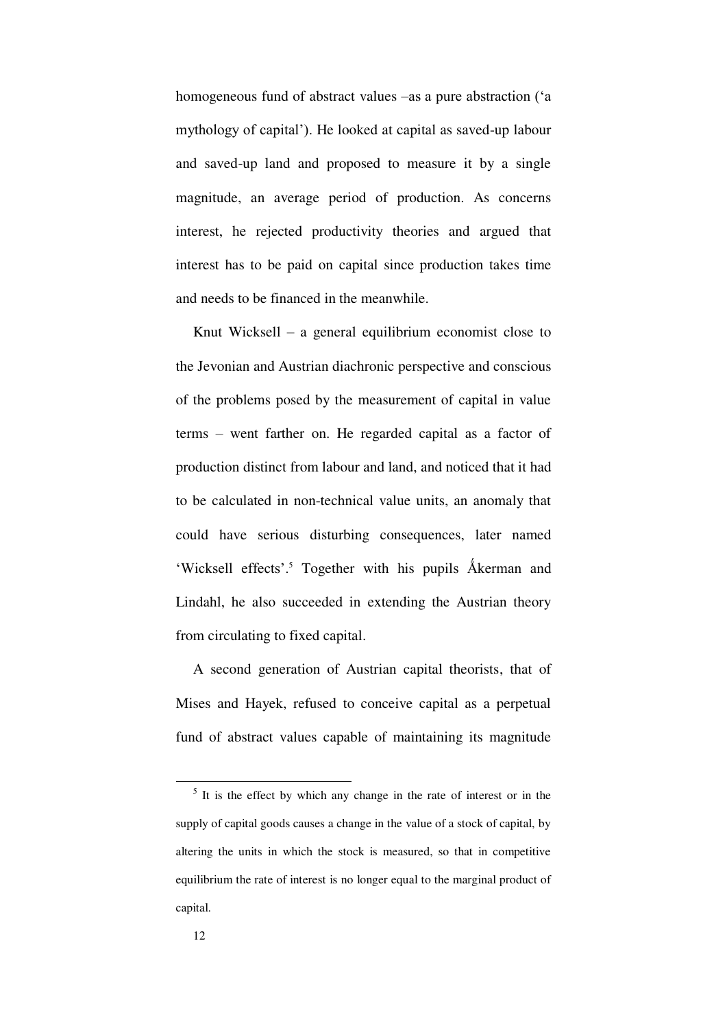homogeneous fund of abstract values –as a pure abstraction ('a mythology of capital'). He looked at capital as saved-up labour and saved-up land and proposed to measure it by a single magnitude, an average period of production. As concerns interest, he rejected productivity theories and argued that interest has to be paid on capital since production takes time and needs to be financed in the meanwhile.

Knut Wicksell – a general equilibrium economist close to the Jevonian and Austrian diachronic perspective and conscious of the problems posed by the measurement of capital in value terms – went farther on. He regarded capital as a factor of production distinct from labour and land, and noticed that it had to be calculated in non-technical value units, an anomaly that could have serious disturbing consequences, later named 'Wicksell effects'.[5] Together with his pupils Åkerman and Lindahl, he also succeeded in extending the Austrian theory from circulating to fixed capital.

A second generation of Austrian capital theorists, that of Mises and Hayek, refused to conceive capital as a perpetual fund of abstract values capable of maintaining its magnitude

[5] It is the effect by which any change in the rate of interest or in the supply of capital goods causes a change in the value of a stock of capital, by altering the units in which the stock is measured, so that in competitive equilibrium the rate of interest is no longer equal to the marginal product of capital.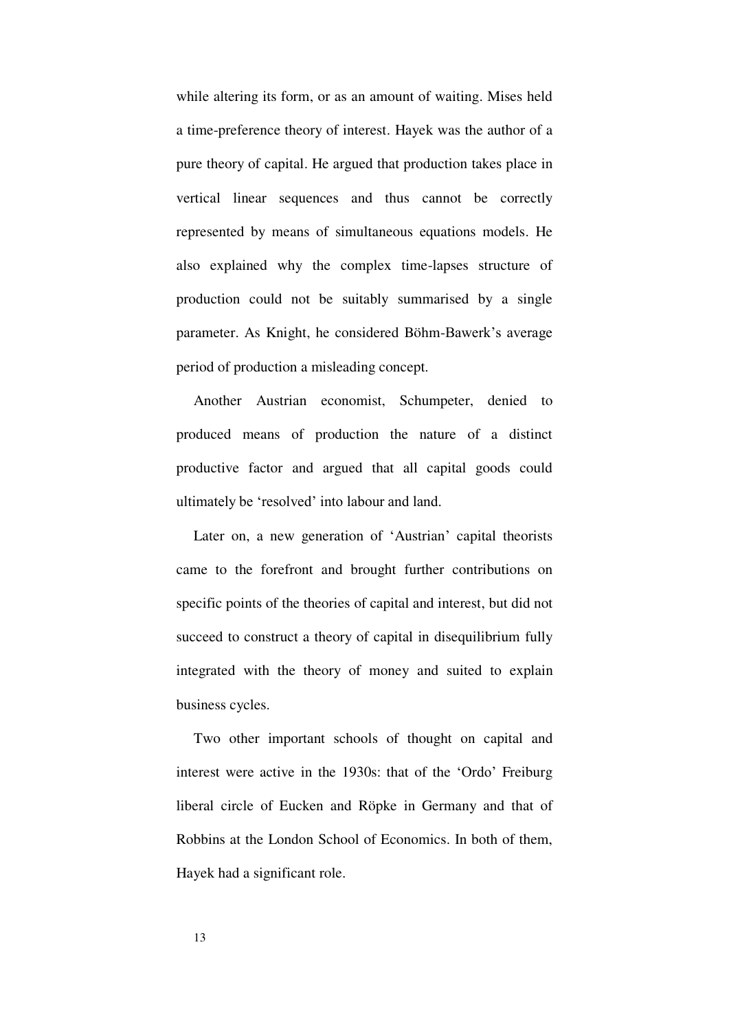while altering its form, or as an amount of waiting. Mises held a time-preference theory of interest. Hayek was the author of a pure theory of capital. He argued that production takes place in vertical linear sequences and thus cannot be correctly represented by means of simultaneous equations models. He also explained why the complex time-lapses structure of production could not be suitably summarised by a single parameter. As Knight, he considered Böhm-Bawerk's average period of production a misleading concept.

Another Austrian economist, Schumpeter, denied to produced means of production the nature of a distinct productive factor and argued that all capital goods could ultimately be 'resolved' into labour and land.

Later on, a new generation of 'Austrian' capital theorists came to the forefront and brought further contributions on specific points of the theories of capital and interest, but did not succeed to construct a theory of capital in disequilibrium fully integrated with the theory of money and suited to explain business cycles.

Two other important schools of thought on capital and interest were active in the 1930s: that of the 'Ordo' Freiburg liberal circle of Eucken and Röpke in Germany and that of Robbins at the London School of Economics. In both of them, Hayek had a significant role.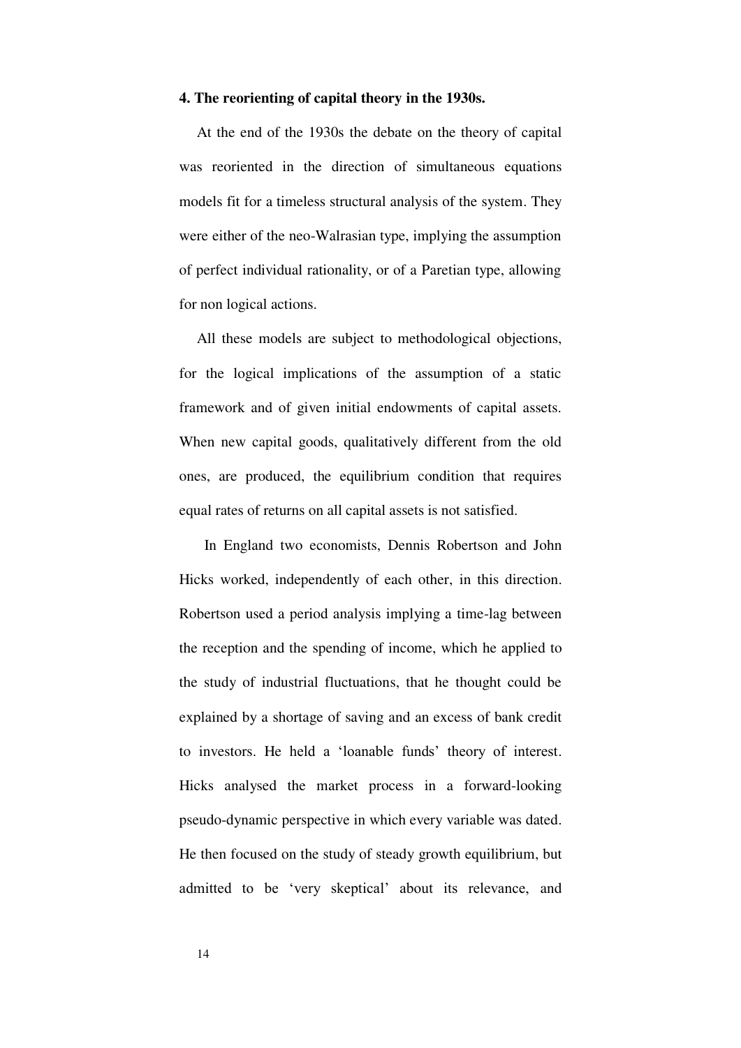**4. The reorienting of capital theory in the 1930s.**

At the end of the 1930s the debate on the theory of capital was reoriented in the direction of simultaneous equations models fit for a timeless structural analysis of the system. They were either of the neo-Walrasian type, implying the assumption of perfect individual rationality, or of a Paretian type, allowing for non logical actions.

All these models are subject to methodological objections, for the logical implications of the assumption of a static framework and of given initial endowments of capital assets. When new capital goods, qualitatively different from the old ones, are produced, the equilibrium condition that requires equal rates of returns on all capital assets is not satisfied.

In England two economists, Dennis Robertson and John Hicks worked, independently of each other, in this direction. Robertson used a period analysis implying a time-lag between the reception and the spending of income, which he applied to the study of industrial fluctuations, that he thought could be explained by a shortage of saving and an excess of bank credit to investors. He held a 'loanable funds' theory of interest. Hicks analysed the market process in a forward-looking pseudo-dynamic perspective in which every variable was dated. He then focused on the study of steady growth equilibrium, but admitted to be 'very skeptical' about its relevance, and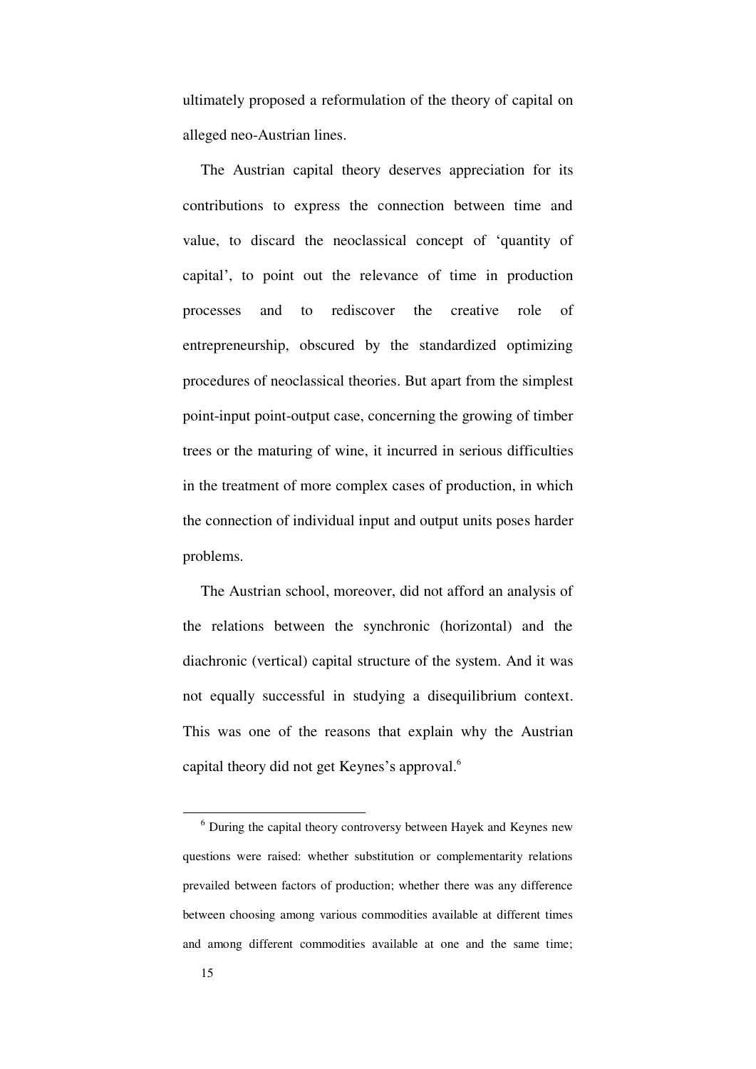ultimately proposed a reformulation of the theory of capital on alleged neo-Austrian lines.

The Austrian capital theory deserves appreciation for its contributions to express the connection between time and value, to discard the neoclassical concept of 'quantity of capital', to point out the relevance of time in production processes and to rediscover the creative role of entrepreneurship, obscured by the standardized optimizing procedures of neoclassical theories. But apart from the simplest point-input point-output case, concerning the growing of timber trees or the maturing of wine, it incurred in serious difficulties in the treatment of more complex cases of production, in which the connection of individual input and output units poses harder problems.

The Austrian school, moreover, did not afford an analysis of the relations between the synchronic (horizontal) and the diachronic (vertical) capital structure of the system. And it was not equally successful in studying a disequilibrium context. This was one of the reasons that explain why the Austrian capital theory did not get Keynes's approval.[6]

---

[6] During the capital theory controversy between Hayek and Keynes new questions were raised: whether substitution or complementarity relations prevailed between factors of production; whether there was any difference between choosing among various commodities available at different times and among different commodities available at one and the same time;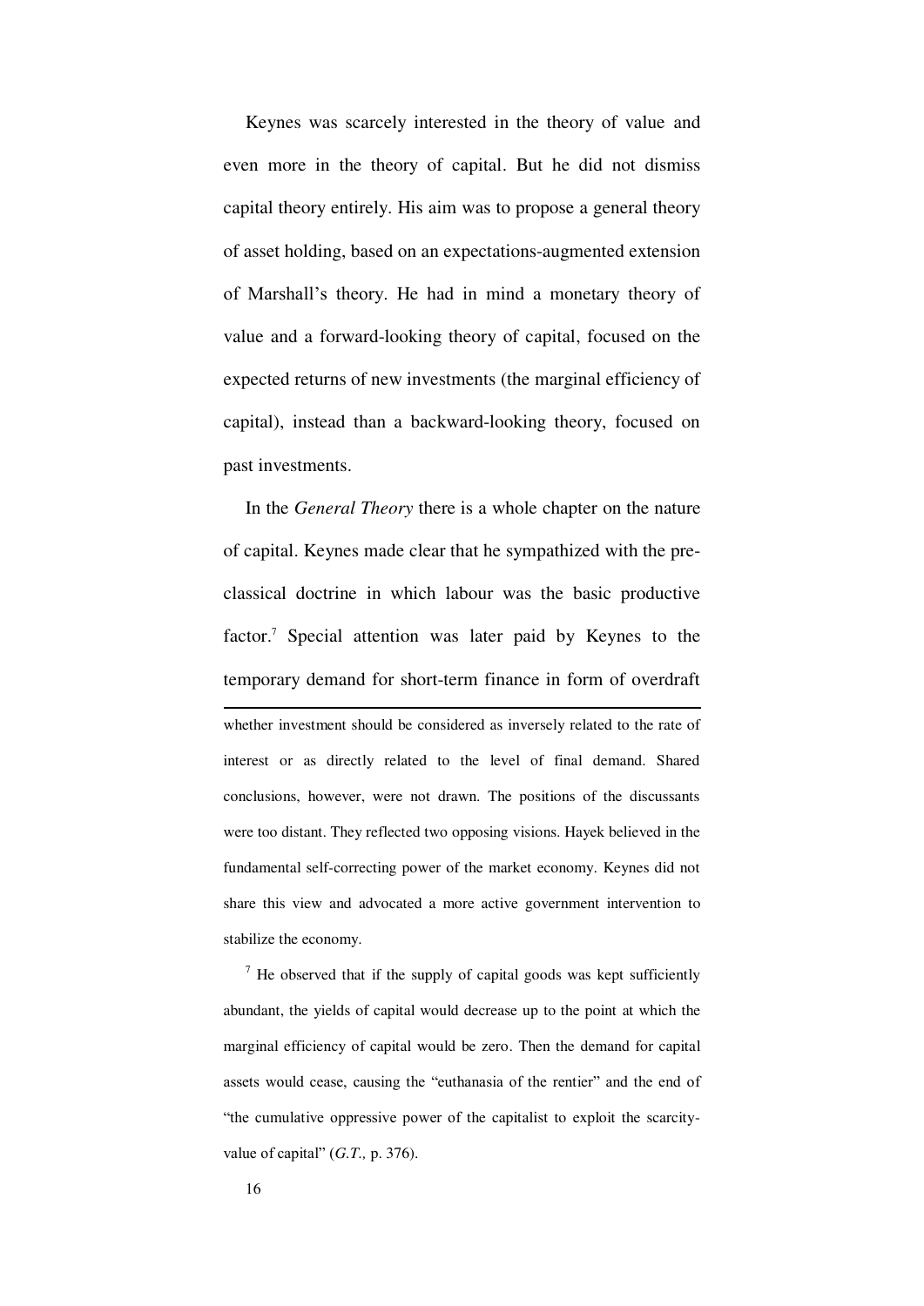Keynes was scarcely interested in the theory of value and even more in the theory of capital. But he did not dismiss capital theory entirely. His aim was to propose a general theory of asset holding, based on an expectations-augmented extension of Marshall's theory. He had in mind a monetary theory of value and a forward-looking theory of capital, focused on the expected returns of new investments (the marginal efficiency of capital), instead than a backward-looking theory, focused on past investments.

In the *General Theory* there is a whole chapter on the nature of capital. Keynes made clear that he sympathized with the pre-classical doctrine in which labour was the basic productive factor.[7] Special attention was later paid by Keynes to the temporary demand for short-term finance in form of overdraft

---

whether investment should be considered as inversely related to the rate of interest or as directly related to the level of final demand. Shared conclusions, however, were not drawn. The positions of the discussants were too distant. They reflected two opposing visions. Hayek believed in the fundamental self-correcting power of the market economy. Keynes did not share this view and advocated a more active government intervention to stabilize the economy.

[7] He observed that if the supply of capital goods was kept sufficiently abundant, the yields of capital would decrease up to the point at which the marginal efficiency of capital would be zero. Then the demand for capital assets would cease, causing the "euthanasia of the rentier" and the end of "the cumulative oppressive power of the capitalist to exploit the scarcity-value of capital" (*G.T.,* p. 376).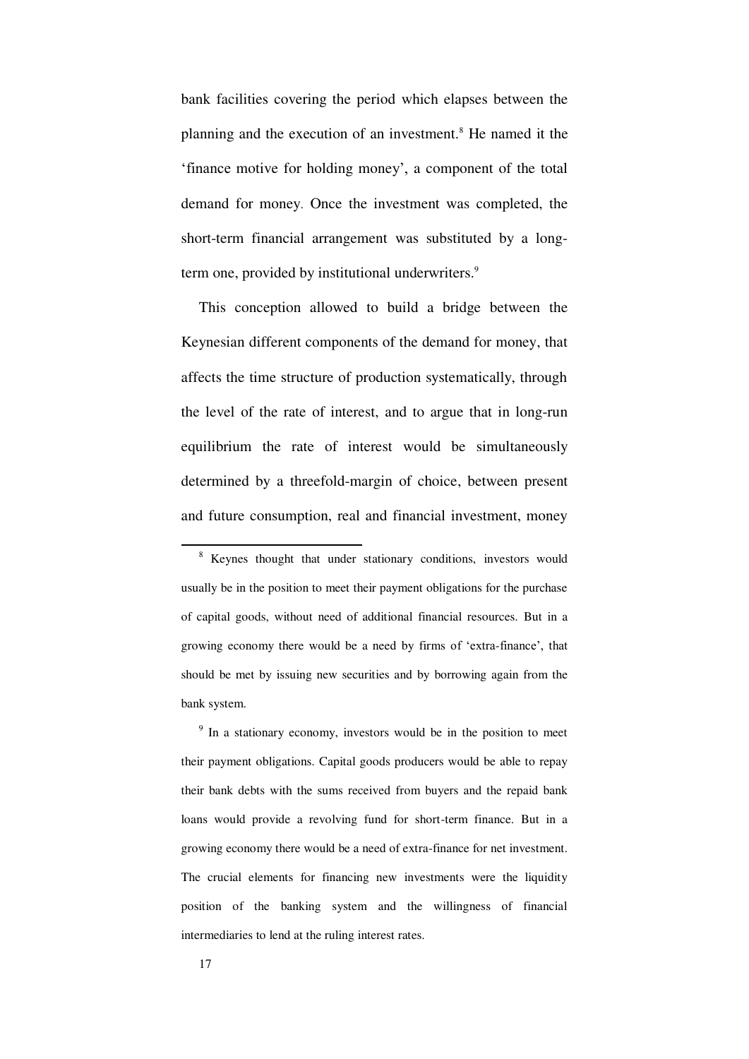bank facilities covering the period which elapses between the planning and the execution of an investment.[8] He named it the 'finance motive for holding money', a component of the total demand for money. Once the investment was completed, the short-term financial arrangement was substituted by a long-term one, provided by institutional underwriters.[9]

This conception allowed to build a bridge between the Keynesian different components of the demand for money, that affects the time structure of production systematically, through the level of the rate of interest, and to argue that in long-run equilibrium the rate of interest would be simultaneously determined by a threefold-margin of choice, between present and future consumption, real and financial investment, money

---

[8] Keynes thought that under stationary conditions, investors would usually be in the position to meet their payment obligations for the purchase of capital goods, without need of additional financial resources. But in a growing economy there would be a need by firms of 'extra-finance', that should be met by issuing new securities and by borrowing again from the bank system.

[9] In a stationary economy, investors would be in the position to meet their payment obligations. Capital goods producers would be able to repay their bank debts with the sums received from buyers and the repaid bank loans would provide a revolving fund for short-term finance. But in a growing economy there would be a need of extra-finance for net investment. The crucial elements for financing new investments were the liquidity position of the banking system and the willingness of financial intermediaries to lend at the ruling interest rates.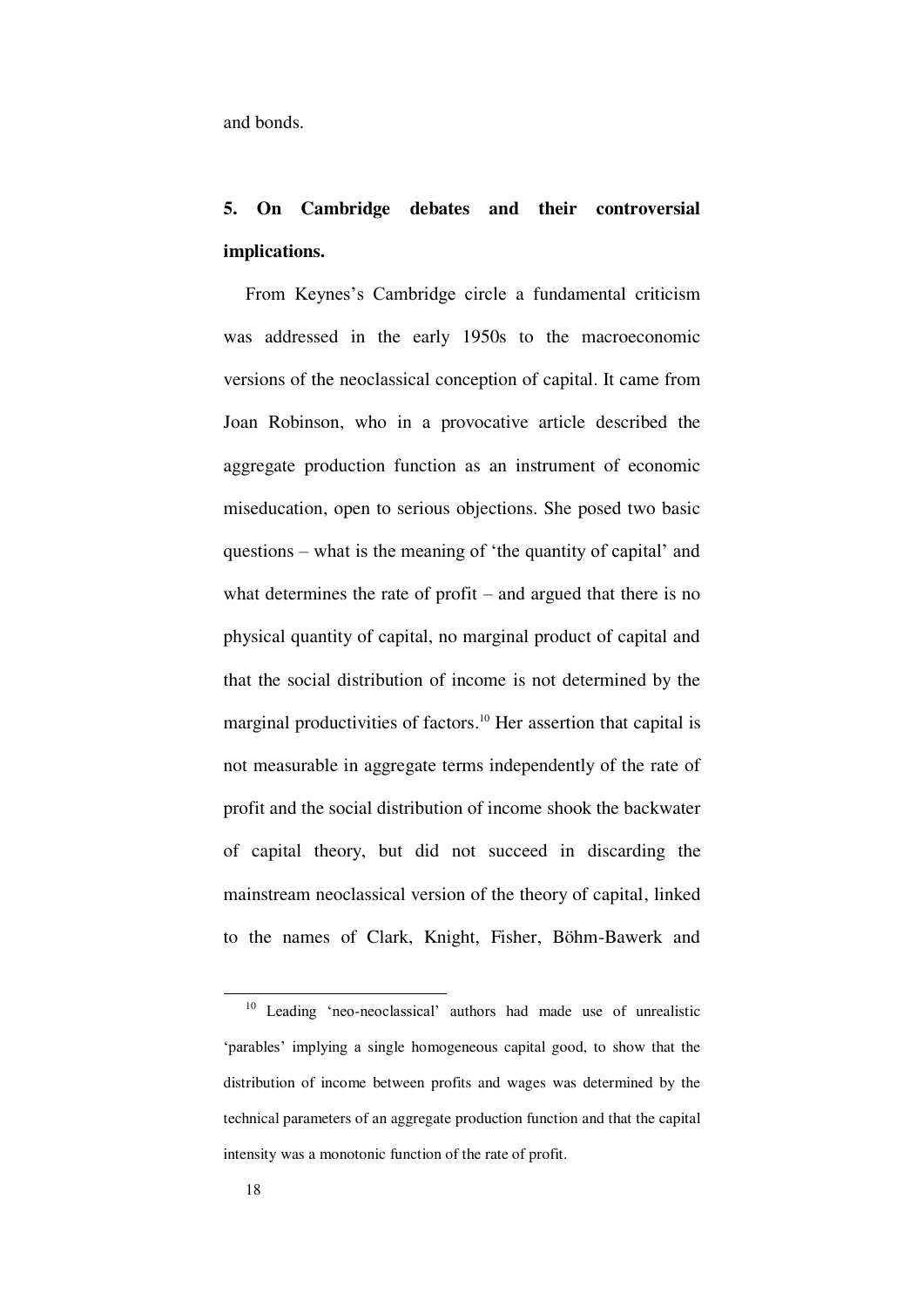and bonds.

## 5. On Cambridge debates and their controversial implications.

From Keynes's Cambridge circle a fundamental criticism was addressed in the early 1950s to the macroeconomic versions of the neoclassical conception of capital. It came from Joan Robinson, who in a provocative article described the aggregate production function as an instrument of economic miseducation, open to serious objections. She posed two basic questions – what is the meaning of 'the quantity of capital' and what determines the rate of profit – and argued that there is no physical quantity of capital, no marginal product of capital and that the social distribution of income is not determined by the marginal productivities of factors.[10] Her assertion that capital is not measurable in aggregate terms independently of the rate of profit and the social distribution of income shook the backwater of capital theory, but did not succeed in discarding the mainstream neoclassical version of the theory of capital, linked to the names of Clark, Knight, Fisher, Böhm-Bawerk and

---

[10] Leading 'neo-neoclassical' authors had made use of unrealistic 'parables' implying a single homogeneous capital good, to show that the distribution of income between profits and wages was determined by the technical parameters of an aggregate production function and that the capital intensity was a monotonic function of the rate of profit.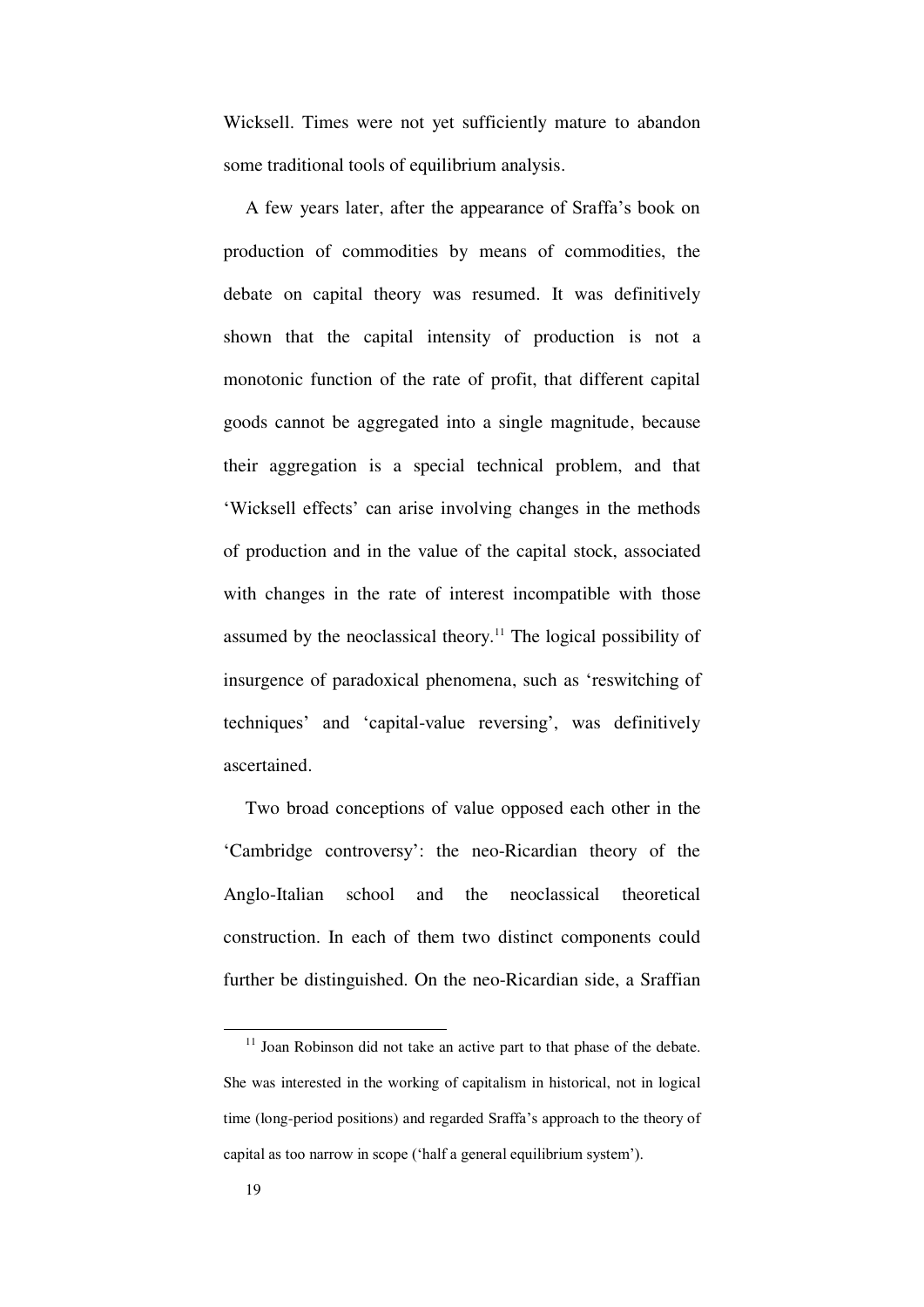Wicksell. Times were not yet sufficiently mature to abandon some traditional tools of equilibrium analysis.

A few years later, after the appearance of Sraffa's book on production of commodities by means of commodities, the debate on capital theory was resumed. It was definitively shown that the capital intensity of production is not a monotonic function of the rate of profit, that different capital goods cannot be aggregated into a single magnitude, because their aggregation is a special technical problem, and that 'Wicksell effects' can arise involving changes in the methods of production and in the value of the capital stock, associated with changes in the rate of interest incompatible with those assumed by the neoclassical theory.[11] The logical possibility of insurgence of paradoxical phenomena, such as 'reswitching of techniques' and 'capital-value reversing', was definitively ascertained.

Two broad conceptions of value opposed each other in the 'Cambridge controversy': the neo-Ricardian theory of the Anglo-Italian school and the neoclassical theoretical construction. In each of them two distinct components could further be distinguished. On the neo-Ricardian side, a Sraffian

[11] Joan Robinson did not take an active part to that phase of the debate. She was interested in the working of capitalism in historical, not in logical time (long-period positions) and regarded Sraffa's approach to the theory of capital as too narrow in scope ('half a general equilibrium system').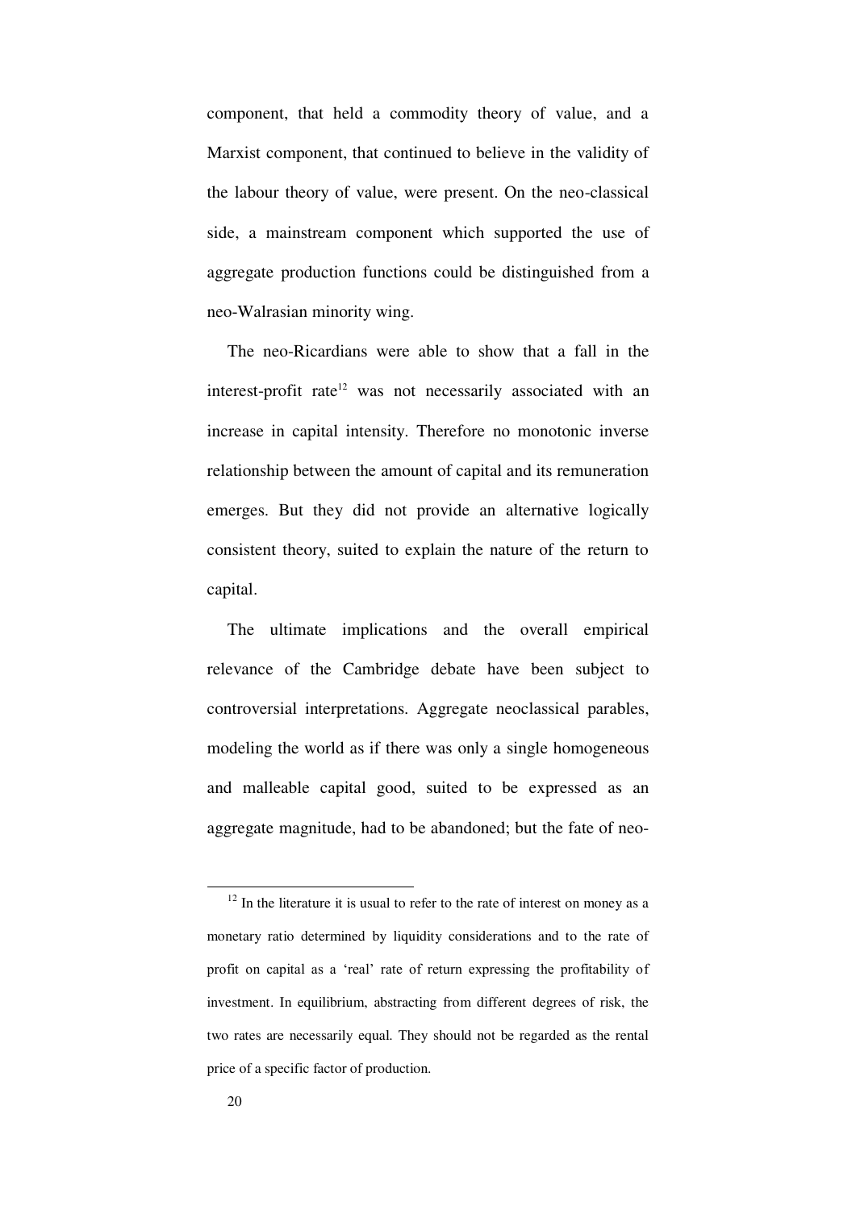component, that held a commodity theory of value, and a Marxist component, that continued to believe in the validity of the labour theory of value, were present. On the neo-classical side, a mainstream component which supported the use of aggregate production functions could be distinguished from a neo-Walrasian minority wing.

The neo-Ricardians were able to show that a fall in the interest-profit rate[12] was not necessarily associated with an increase in capital intensity. Therefore no monotonic inverse relationship between the amount of capital and its remuneration emerges. But they did not provide an alternative logically consistent theory, suited to explain the nature of the return to capital.

The ultimate implications and the overall empirical relevance of the Cambridge debate have been subject to controversial interpretations. Aggregate neoclassical parables, modeling the world as if there was only a single homogeneous and malleable capital good, suited to be expressed as an aggregate magnitude, had to be abandoned; but the fate of neo-

---

[12] In the literature it is usual to refer to the rate of interest on money as a monetary ratio determined by liquidity considerations and to the rate of profit on capital as a 'real' rate of return expressing the profitability of investment. In equilibrium, abstracting from different degrees of risk, the two rates are necessarily equal. They should not be regarded as the rental price of a specific factor of production.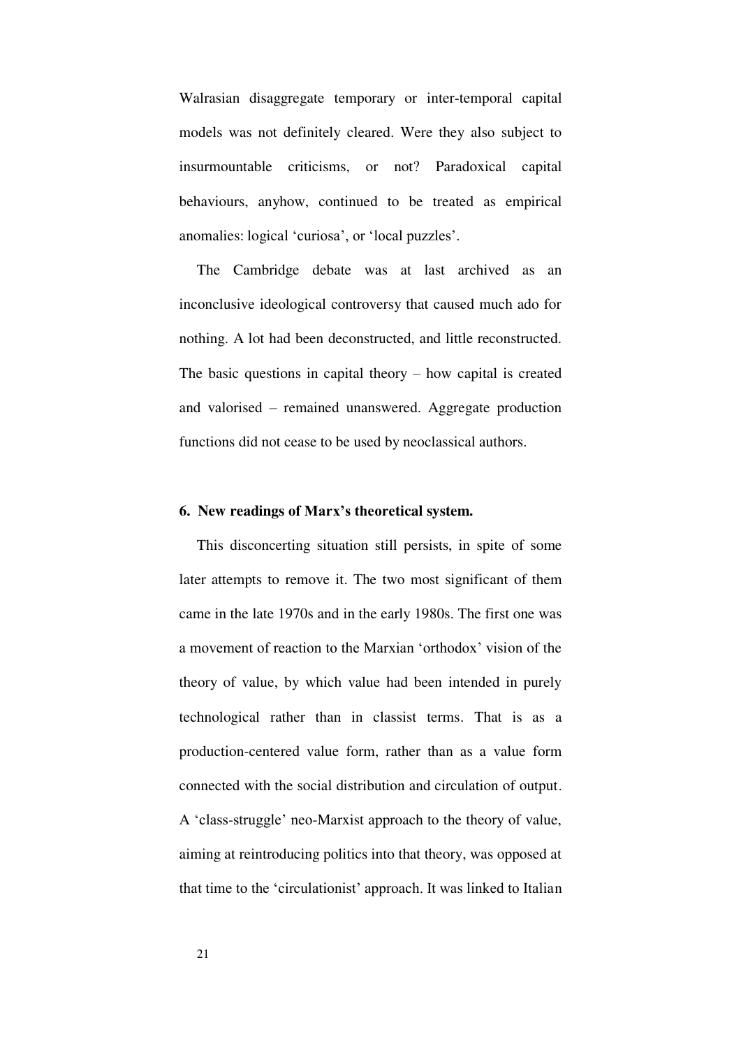Walrasian disaggregate temporary or inter-temporal capital models was not definitely cleared. Were they also subject to insurmountable criticisms, or not? Paradoxical capital behaviours, anyhow, continued to be treated as empirical anomalies: logical 'curiosa', or 'local puzzles'.

The Cambridge debate was at last archived as an inconclusive ideological controversy that caused much ado for nothing. A lot had been deconstructed, and little reconstructed. The basic questions in capital theory – how capital is created and valorised – remained unanswered. Aggregate production functions did not cease to be used by neoclassical authors.

### 6. New readings of Marx's theoretical system.

This disconcerting situation still persists, in spite of some later attempts to remove it. The two most significant of them came in the late 1970s and in the early 1980s. The first one was a movement of reaction to the Marxian 'orthodox' vision of the theory of value, by which value had been intended in purely technological rather than in classist terms. That is as a production-centered value form, rather than as a value form connected with the social distribution and circulation of output. A 'class-struggle' neo-Marxist approach to the theory of value, aiming at reintroducing politics into that theory, was opposed at that time to the 'circulationist' approach. It was linked to Italian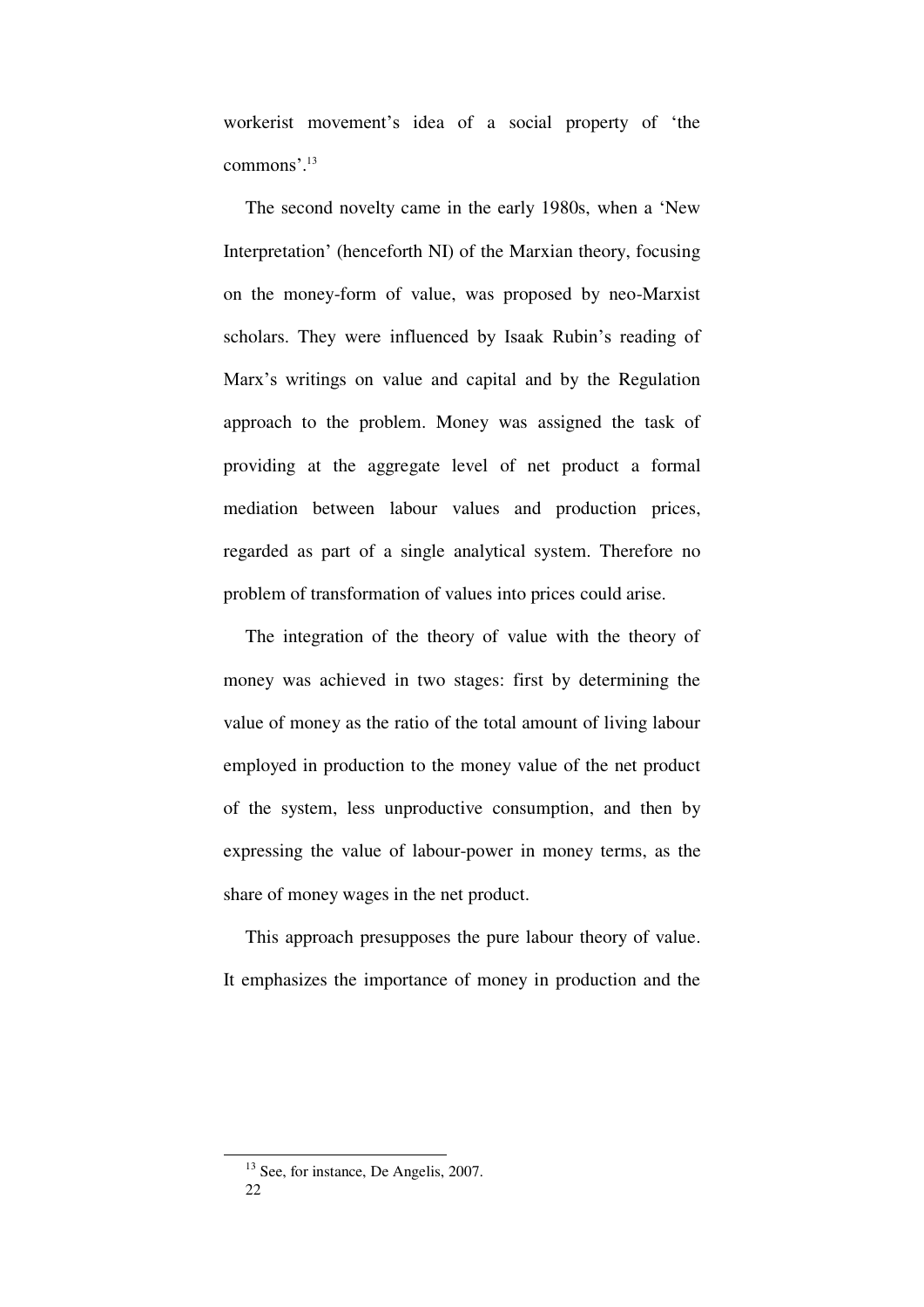workerist movement's idea of a social property of 'the commons'.[13]

The second novelty came in the early 1980s, when a 'New Interpretation' (henceforth NI) of the Marxian theory, focusing on the money-form of value, was proposed by neo-Marxist scholars. They were influenced by Isaak Rubin's reading of Marx's writings on value and capital and by the Regulation approach to the problem. Money was assigned the task of providing at the aggregate level of net product a formal mediation between labour values and production prices, regarded as part of a single analytical system. Therefore no problem of transformation of values into prices could arise.

The integration of the theory of value with the theory of money was achieved in two stages: first by determining the value of money as the ratio of the total amount of living labour employed in production to the money value of the net product of the system, less unproductive consumption, and then by expressing the value of labour-power in money terms, as the share of money wages in the net product.

This approach presupposes the pure labour theory of value. It emphasizes the importance of money in production and the

[13] See, for instance, De Angelis, 2007.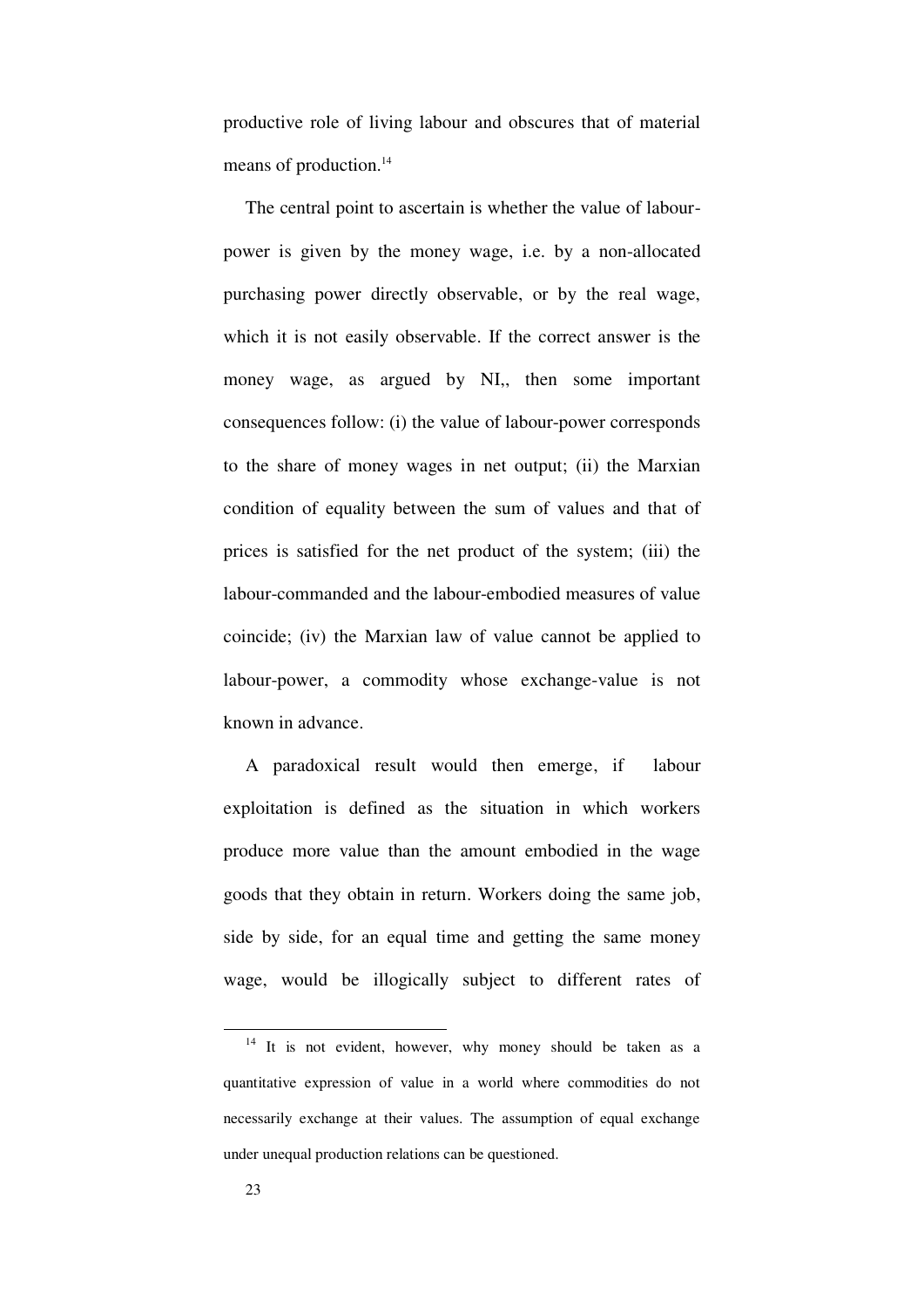productive role of living labour and obscures that of material means of production.[14]

The central point to ascertain is whether the value of labour-power is given by the money wage, i.e. by a non-allocated purchasing power directly observable, or by the real wage, which it is not easily observable. If the correct answer is the money wage, as argued by NI,, then some important consequences follow: (i) the value of labour-power corresponds to the share of money wages in net output; (ii) the Marxian condition of equality between the sum of values and that of prices is satisfied for the net product of the system; (iii) the labour-commanded and the labour-embodied measures of value coincide; (iv) the Marxian law of value cannot be applied to labour-power, a commodity whose exchange-value is not known in advance.

A paradoxical result would then emerge, if labour exploitation is defined as the situation in which workers produce more value than the amount embodied in the wage goods that they obtain in return. Workers doing the same job, side by side, for an equal time and getting the same money wage, would be illogically subject to different rates of

---

[14] It is not evident, however, why money should be taken as a quantitative expression of value in a world where commodities do not necessarily exchange at their values. The assumption of equal exchange under unequal production relations can be questioned.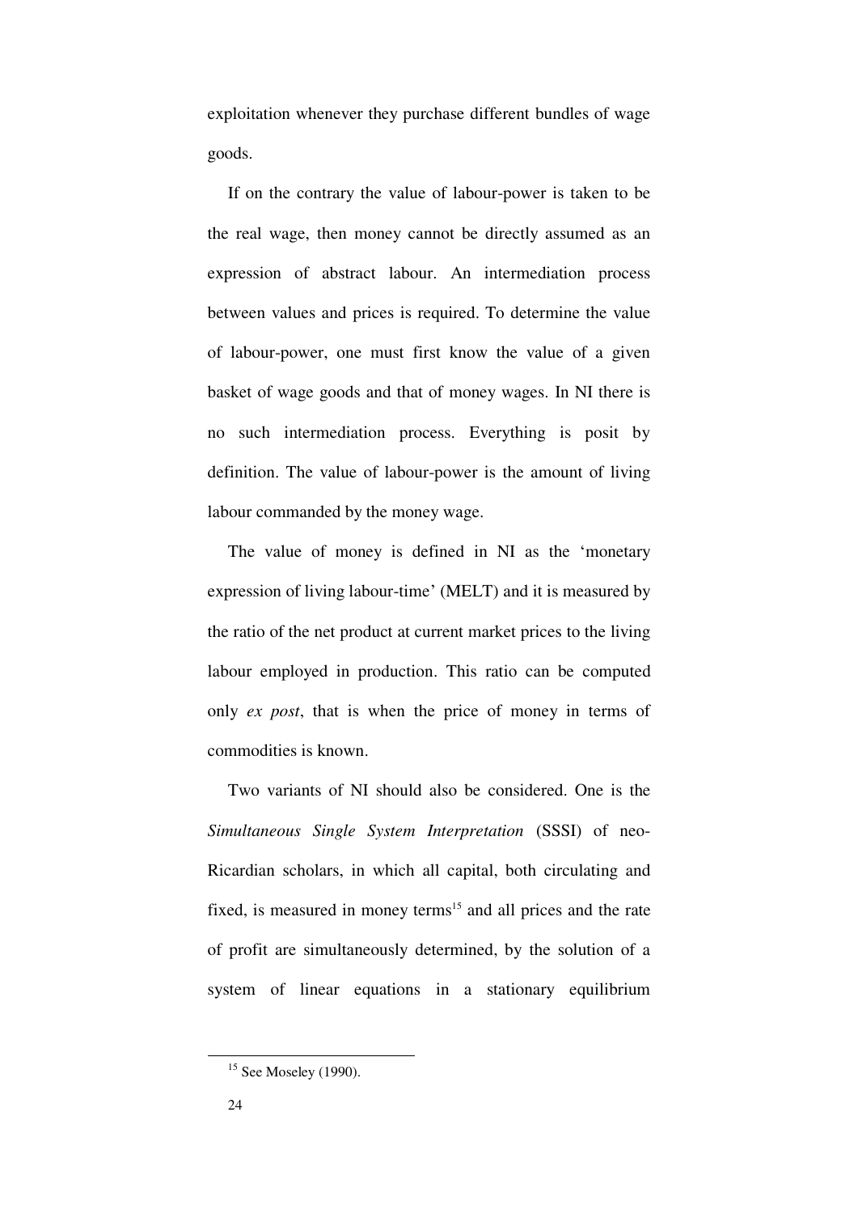exploitation whenever they purchase different bundles of wage goods.

If on the contrary the value of labour-power is taken to be the real wage, then money cannot be directly assumed as an expression of abstract labour. An intermediation process between values and prices is required. To determine the value of labour-power, one must first know the value of a given basket of wage goods and that of money wages. In NI there is no such intermediation process. Everything is posit by definition. The value of labour-power is the amount of living labour commanded by the money wage.

The value of money is defined in NI as the 'monetary expression of living labour-time' (MELT) and it is measured by the ratio of the net product at current market prices to the living labour employed in production. This ratio can be computed only *ex post*, that is when the price of money in terms of commodities is known.

Two variants of NI should also be considered. One is the *Simultaneous Single System Interpretation* (SSSI) of neo-Ricardian scholars, in which all capital, both circulating and fixed, is measured in money terms[15] and all prices and the rate of profit are simultaneously determined, by the solution of a system of linear equations in a stationary equilibrium

[15] See Moseley (1990).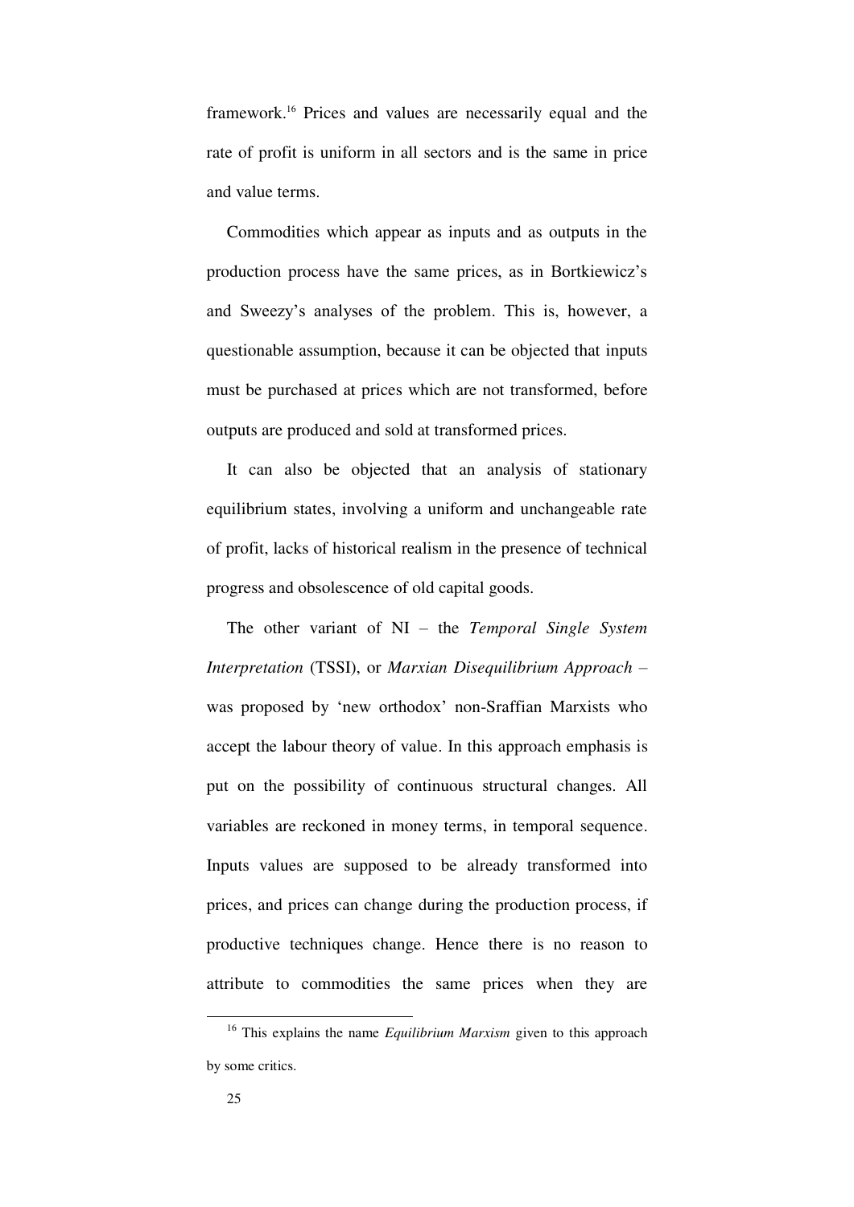framework.[16] Prices and values are necessarily equal and the rate of profit is uniform in all sectors and is the same in price and value terms.

Commodities which appear as inputs and as outputs in the production process have the same prices, as in Bortkiewicz's and Sweezy's analyses of the problem. This is, however, a questionable assumption, because it can be objected that inputs must be purchased at prices which are not transformed, before outputs are produced and sold at transformed prices.

It can also be objected that an analysis of stationary equilibrium states, involving a uniform and unchangeable rate of profit, lacks of historical realism in the presence of technical progress and obsolescence of old capital goods.

The other variant of NI – the *Temporal Single System Interpretation* (TSSI), or *Marxian Disequilibrium Approach* – was proposed by 'new orthodox' non-Sraffian Marxists who accept the labour theory of value. In this approach emphasis is put on the possibility of continuous structural changes. All variables are reckoned in money terms, in temporal sequence. Inputs values are supposed to be already transformed into prices, and prices can change during the production process, if productive techniques change. Hence there is no reason to attribute to commodities the same prices when they are

---

[16] This explains the name *Equilibrium Marxism* given to this approach by some critics.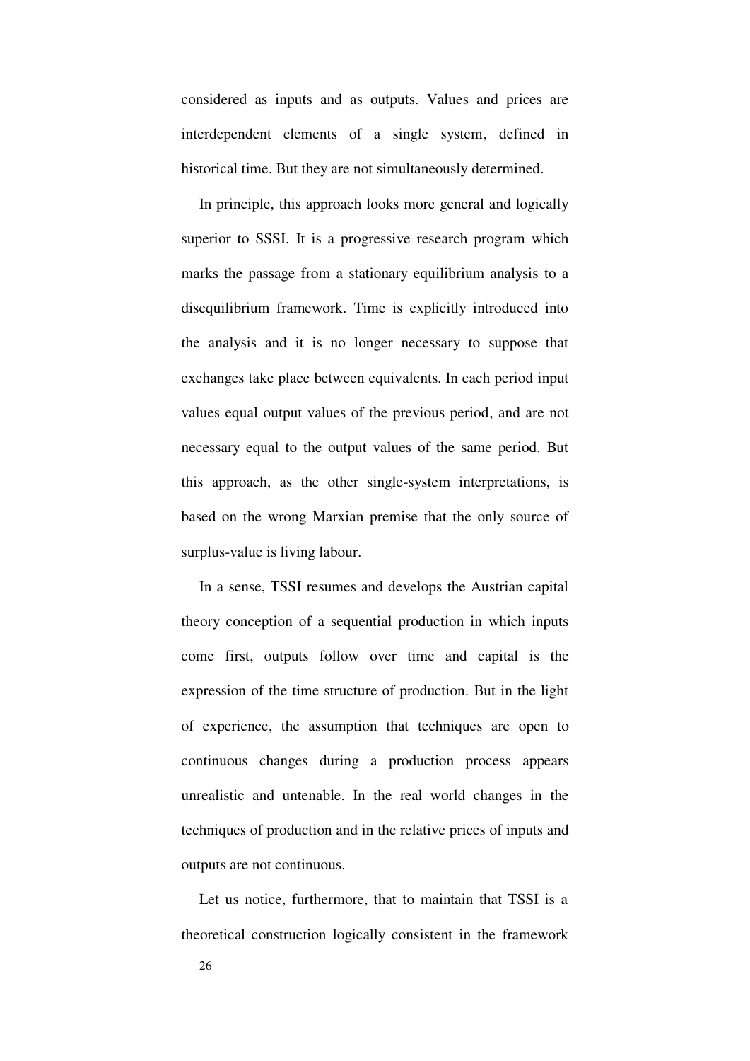considered as inputs and as outputs. Values and prices are interdependent elements of a single system, defined in historical time. But they are not simultaneously determined.

In principle, this approach looks more general and logically superior to SSSI. It is a progressive research program which marks the passage from a stationary equilibrium analysis to a disequilibrium framework. Time is explicitly introduced into the analysis and it is no longer necessary to suppose that exchanges take place between equivalents. In each period input values equal output values of the previous period, and are not necessary equal to the output values of the same period. But this approach, as the other single-system interpretations, is based on the wrong Marxian premise that the only source of surplus-value is living labour.

In a sense, TSSI resumes and develops the Austrian capital theory conception of a sequential production in which inputs come first, outputs follow over time and capital is the expression of the time structure of production. But in the light of experience, the assumption that techniques are open to continuous changes during a production process appears unrealistic and untenable. In the real world changes in the techniques of production and in the relative prices of inputs and outputs are not continuous.

Let us notice, furthermore, that to maintain that TSSI is a theoretical construction logically consistent in the framework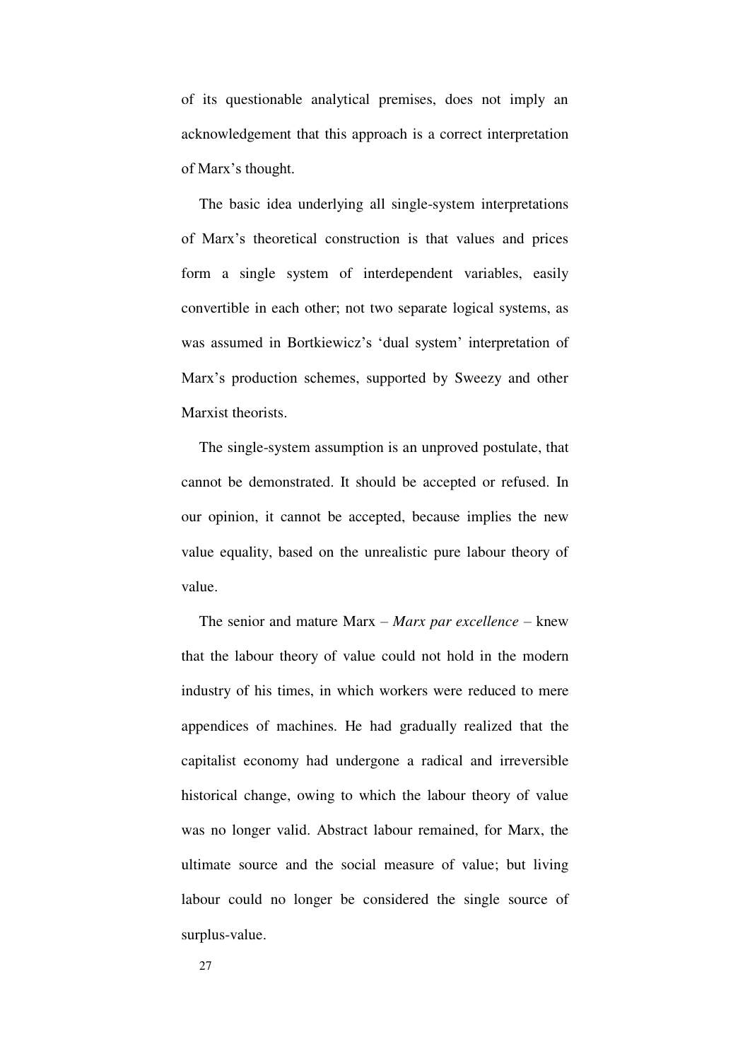of its questionable analytical premises, does not imply an acknowledgement that this approach is a correct interpretation of Marx's thought.

The basic idea underlying all single-system interpretations of Marx's theoretical construction is that values and prices form a single system of interdependent variables, easily convertible in each other; not two separate logical systems, as was assumed in Bortkiewicz's 'dual system' interpretation of Marx's production schemes, supported by Sweezy and other Marxist theorists.

The single-system assumption is an unproved postulate, that cannot be demonstrated. It should be accepted or refused. In our opinion, it cannot be accepted, because implies the new value equality, based on the unrealistic pure labour theory of value.

The senior and mature Marx – *Marx par excellence* – knew that the labour theory of value could not hold in the modern industry of his times, in which workers were reduced to mere appendices of machines. He had gradually realized that the capitalist economy had undergone a radical and irreversible historical change, owing to which the labour theory of value was no longer valid. Abstract labour remained, for Marx, the ultimate source and the social measure of value; but living labour could no longer be considered the single source of surplus-value.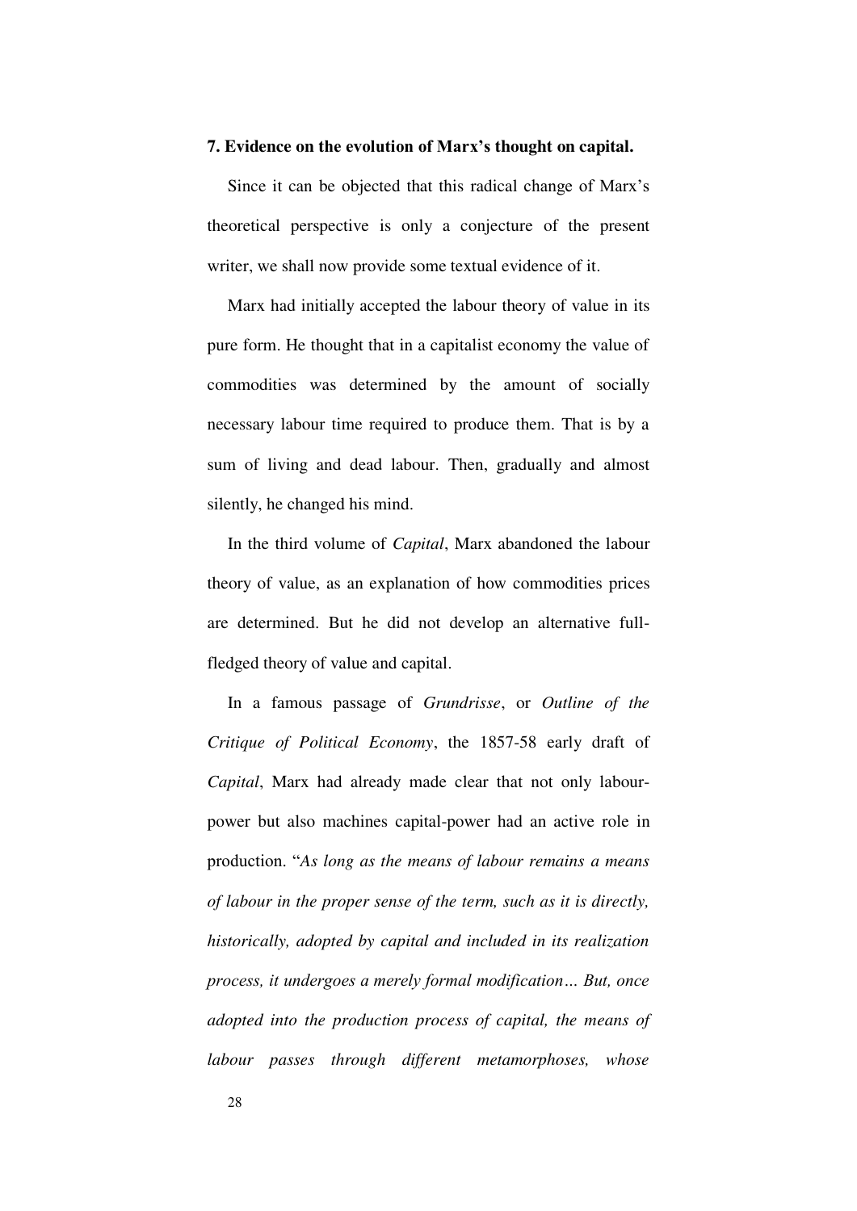**7. Evidence on the evolution of Marx's thought on capital.**

Since it can be objected that this radical change of Marx's theoretical perspective is only a conjecture of the present writer, we shall now provide some textual evidence of it.

Marx had initially accepted the labour theory of value in its pure form. He thought that in a capitalist economy the value of commodities was determined by the amount of socially necessary labour time required to produce them. That is by a sum of living and dead labour. Then, gradually and almost silently, he changed his mind.

In the third volume of *Capital*, Marx abandoned the labour theory of value, as an explanation of how commodities prices are determined. But he did not develop an alternative full-fledged theory of value and capital.

In a famous passage of *Grundrisse*, or *Outline of the Critique of Political Economy*, the 1857-58 early draft of *Capital*, Marx had already made clear that not only labour-power but also machines capital-power had an active role in production. "*As long as the means of labour remains a means of labour in the proper sense of the term, such as it is directly, historically, adopted by capital and included in its realization process, it undergoes a merely formal modification… But, once adopted into the production process of capital, the means of labour passes through different metamorphoses, whose*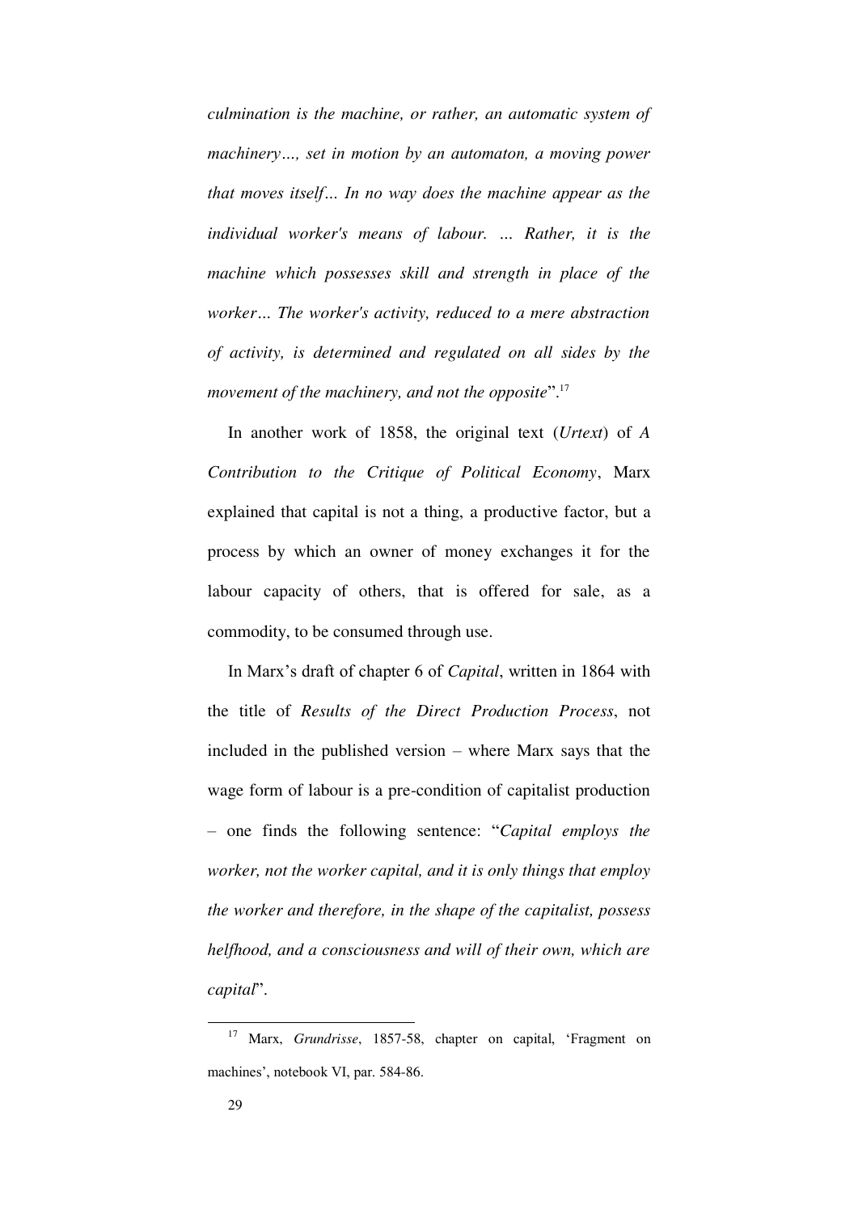*culmination is the machine, or rather, an automatic system of machinery…, set in motion by an automaton, a moving power that moves itself… In no way does the machine appear as the individual worker's means of labour. … Rather, it is the machine which possesses skill and strength in place of the worker… The worker's activity, reduced to a mere abstraction of activity, is determined and regulated on all sides by the movement of the machinery, and not the opposite*".[17]

In another work of 1858, the original text (*Urtext*) of *A Contribution to the Critique of Political Economy*, Marx explained that capital is not a thing, a productive factor, but a process by which an owner of money exchanges it for the labour capacity of others, that is offered for sale, as a commodity, to be consumed through use.

In Marx's draft of chapter 6 of *Capital*, written in 1864 with the title of *Results of the Direct Production Process*, not included in the published version – where Marx says that the wage form of labour is a pre-condition of capitalist production – one finds the following sentence: "*Capital employs the worker, not the worker capital, and it is only things that employ the worker and therefore, in the shape of the capitalist, possess helfhood, and a consciousness and will of their own, which are capital*".

---

[17] Marx, *Grundrisse*, 1857-58, chapter on capital, 'Fragment on machines', notebook VI, par. 584-86.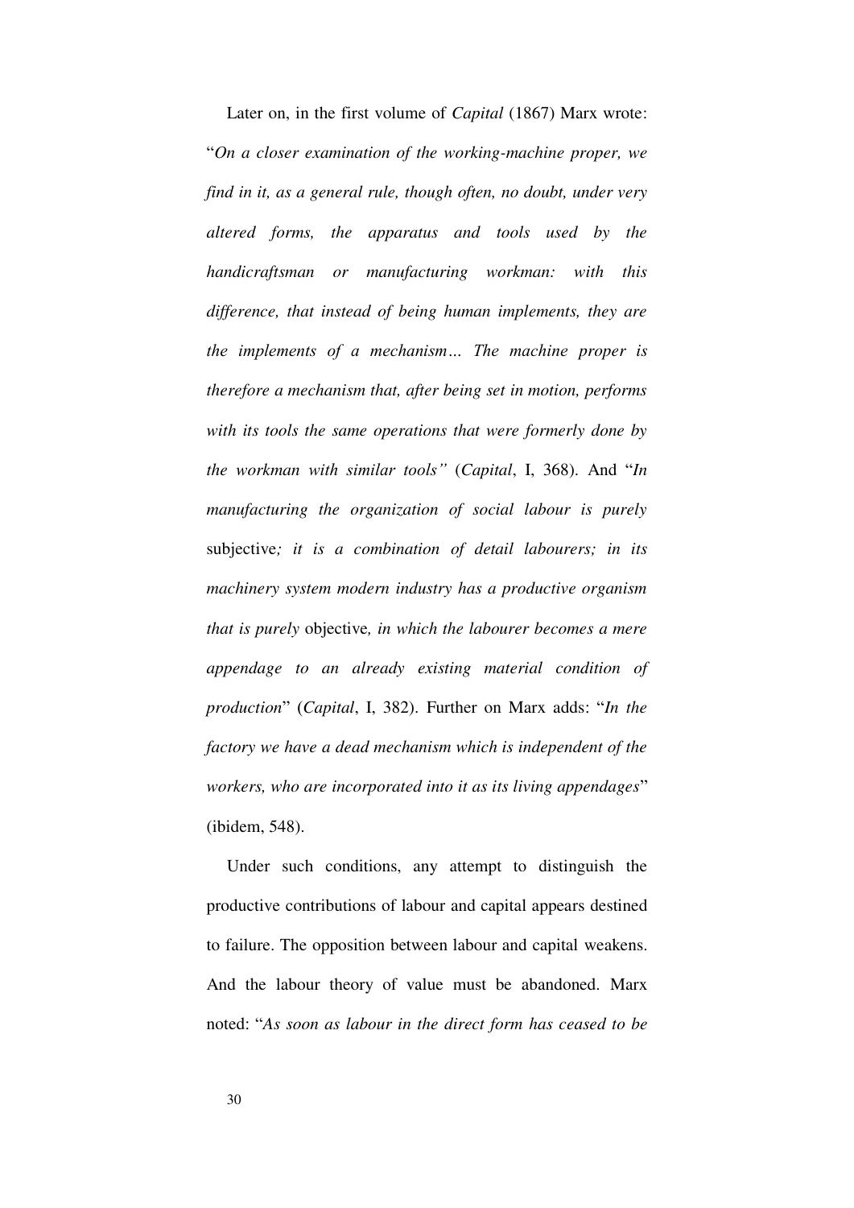Later on, in the first volume of *Capital* (1867) Marx wrote: "*On a closer examination of the working-machine proper, we find in it, as a general rule, though often, no doubt, under very altered forms, the apparatus and tools used by the handicraftsman or manufacturing workman: with this difference, that instead of being human implements, they are the implements of a mechanism… The machine proper is therefore a mechanism that, after being set in motion, performs with its tools the same operations that were formerly done by the workman with similar tools"* (*Capital*, I, 368). And "*In manufacturing the organization of social labour is purely* subjective*; it is a combination of detail labourers; in its machinery system modern industry has a productive organism that is purely* objective*, in which the labourer becomes a mere appendage to an already existing material condition of production*" (*Capital*, I, 382). Further on Marx adds: "*In the factory we have a dead mechanism which is independent of the workers, who are incorporated into it as its living appendages*" (ibidem, 548).

Under such conditions, any attempt to distinguish the productive contributions of labour and capital appears destined to failure. The opposition between labour and capital weakens. And the labour theory of value must be abandoned. Marx noted: "*As soon as labour in the direct form has ceased to be*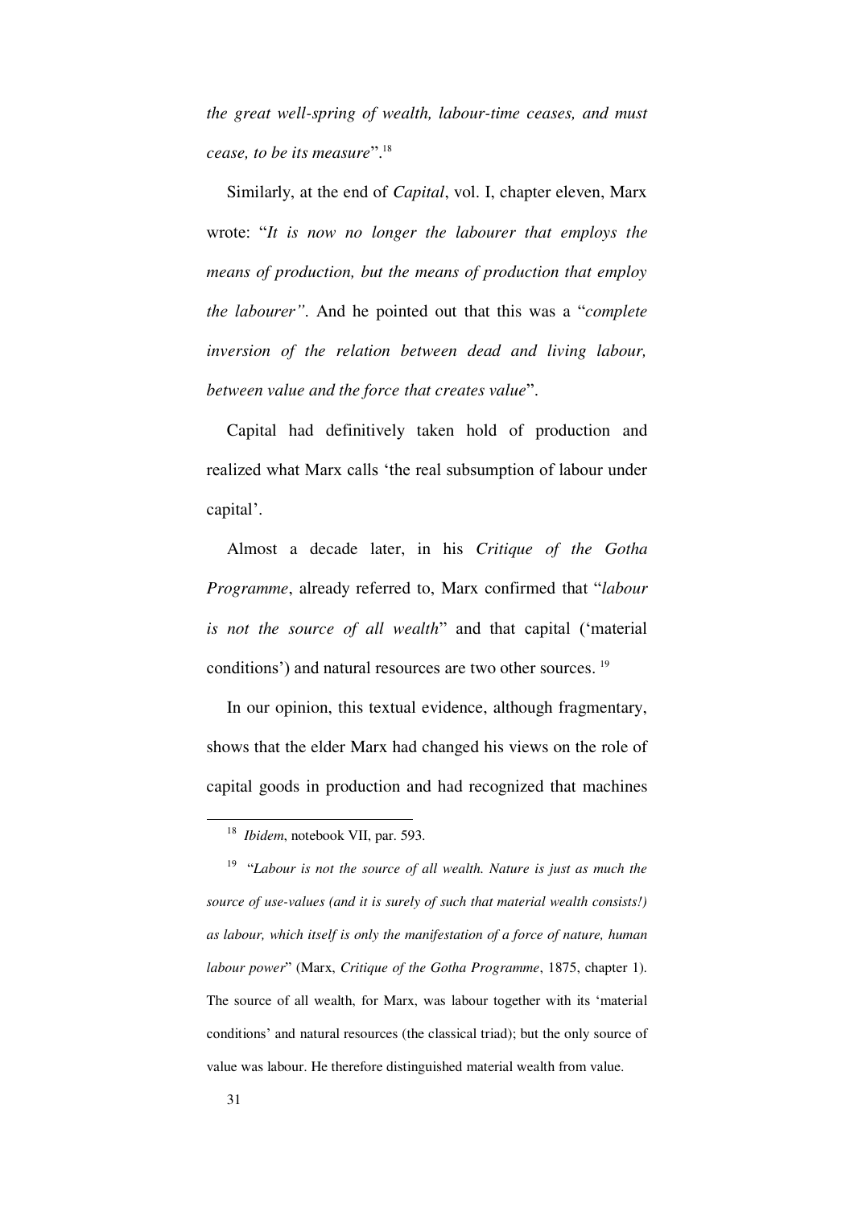*the great well-spring of wealth, labour-time ceases, and must cease, to be its measure*".[18]

Similarly, at the end of *Capital*, vol. I, chapter eleven, Marx wrote: "*It is now no longer the labourer that employs the means of production, but the means of production that employ the labourer"*. And he pointed out that this was a "*complete inversion of the relation between dead and living labour, between value and the force that creates value*".

Capital had definitively taken hold of production and realized what Marx calls 'the real subsumption of labour under capital'.

Almost a decade later, in his *Critique of the Gotha Programme*, already referred to, Marx confirmed that "*labour is not the source of all wealth*" and that capital ('material conditions') and natural resources are two other sources. [19]

In our opinion, this textual evidence, although fragmentary, shows that the elder Marx had changed his views on the role of capital goods in production and had recognized that machines

---

[18] *Ibidem*, notebook VII, par. 593.

[19] "*Labour is not the source of all wealth. Nature is just as much the source of use-values (and it is surely of such that material wealth consists!) as labour, which itself is only the manifestation of a force of nature, human labour power*" (Marx, *Critique of the Gotha Programme*, 1875, chapter 1). The source of all wealth, for Marx, was labour together with its 'material conditions' and natural resources (the classical triad); but the only source of value was labour. He therefore distinguished material wealth from value.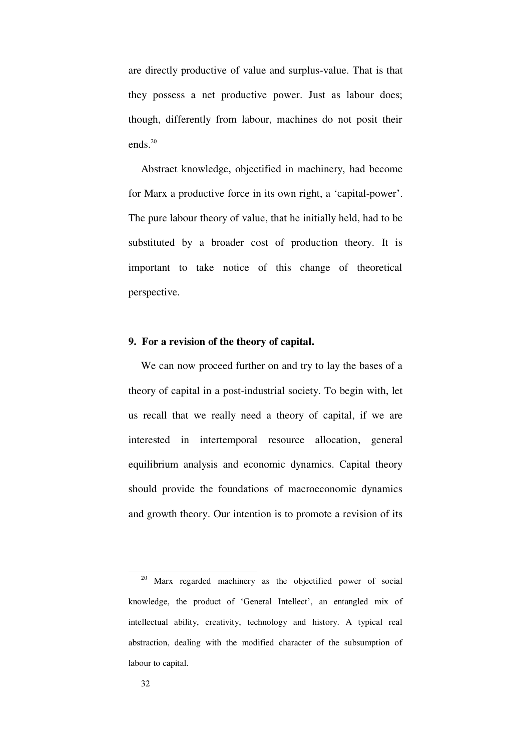are directly productive of value and surplus-value. That is that they possess a net productive power. Just as labour does; though, differently from labour, machines do not posit their ends.[20]

Abstract knowledge, objectified in machinery, had become for Marx a productive force in its own right, a 'capital-power'. The pure labour theory of value, that he initially held, had to be substituted by a broader cost of production theory. It is important to take notice of this change of theoretical perspective.

### 9. For a revision of the theory of capital.

We can now proceed further on and try to lay the bases of a theory of capital in a post-industrial society. To begin with, let us recall that we really need a theory of capital, if we are interested in intertemporal resource allocation, general equilibrium analysis and economic dynamics. Capital theory should provide the foundations of macroeconomic dynamics and growth theory. Our intention is to promote a revision of its

---

[20] Marx regarded machinery as the objectified power of social knowledge, the product of 'General Intellect', an entangled mix of intellectual ability, creativity, technology and history. A typical real abstraction, dealing with the modified character of the subsumption of labour to capital.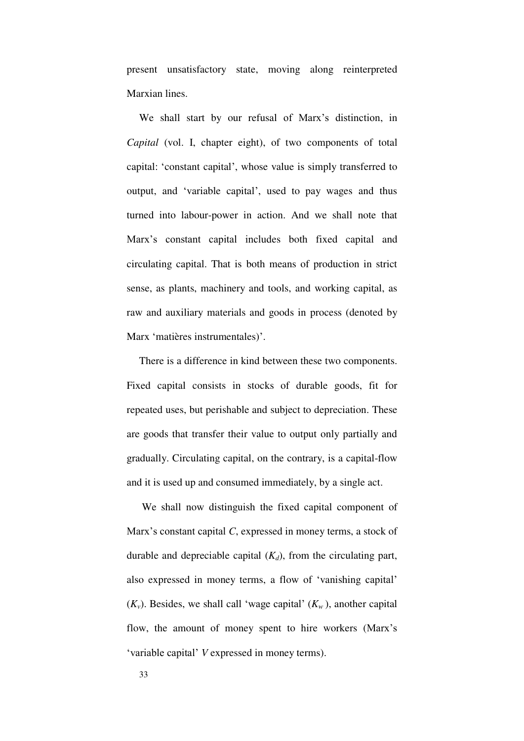present unsatisfactory state, moving along reinterpreted Marxian lines.

We shall start by our refusal of Marx's distinction, in *Capital* (vol. I, chapter eight), of two components of total capital: 'constant capital', whose value is simply transferred to output, and 'variable capital', used to pay wages and thus turned into labour-power in action. And we shall note that Marx's constant capital includes both fixed capital and circulating capital. That is both means of production in strict sense, as plants, machinery and tools, and working capital, as raw and auxiliary materials and goods in process (denoted by Marx 'matières instrumentales)'.

There is a difference in kind between these two components. Fixed capital consists in stocks of durable goods, fit for repeated uses, but perishable and subject to depreciation. These are goods that transfer their value to output only partially and gradually. Circulating capital, on the contrary, is a capital-flow and it is used up and consumed immediately, by a single act.

We shall now distinguish the fixed capital component of Marx's constant capital $C$, expressed in money terms, a stock of durable and depreciable capital ($K_d$), from the circulating part, also expressed in money terms, a flow of 'vanishing capital' ($K_v$). Besides, we shall call 'wage capital' ($K_w$), another capital flow, the amount of money spent to hire workers (Marx's 'variable capital' $V$ expressed in money terms).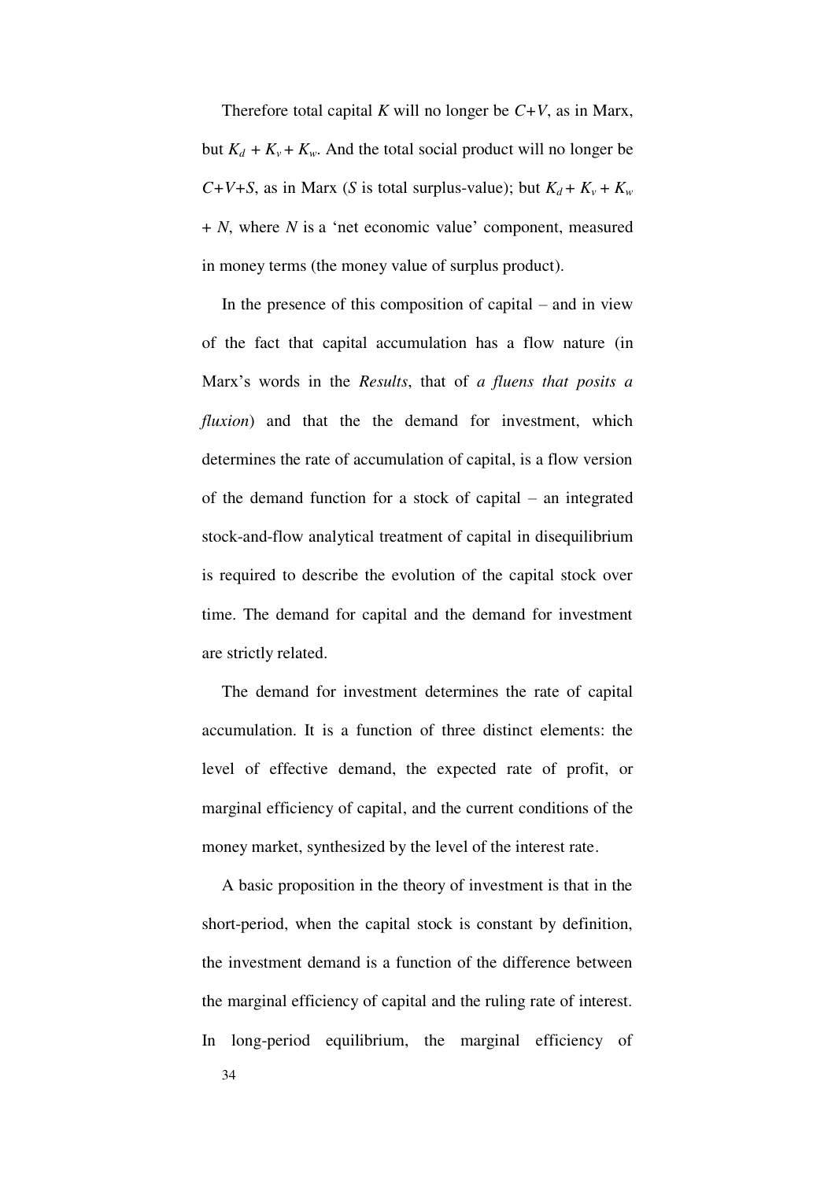Therefore total capital $K$ will no longer be $C+V$, as in Marx, but $K_d + K_v + K_w$. And the total social product will no longer be $C+V+S$, as in Marx ($S$ is total surplus-value); but $K_d + K_v + K_w + N$, where $N$ is a 'net economic value' component, measured in money terms (the money value of surplus product).

In the presence of this composition of capital – and in view of the fact that capital accumulation has a flow nature (in Marx's words in the *Results*, that of *a fluens that posits a fluxion*) and that the the demand for investment, which determines the rate of accumulation of capital, is a flow version of the demand function for a stock of capital – an integrated stock-and-flow analytical treatment of capital in disequilibrium is required to describe the evolution of the capital stock over time. The demand for capital and the demand for investment are strictly related.

The demand for investment determines the rate of capital accumulation. It is a function of three distinct elements: the level of effective demand, the expected rate of profit, or marginal efficiency of capital, and the current conditions of the money market, synthesized by the level of the interest rate.

A basic proposition in the theory of investment is that in the short-period, when the capital stock is constant by definition, the investment demand is a function of the difference between the marginal efficiency of capital and the ruling rate of interest. In long-period equilibrium, the marginal efficiency of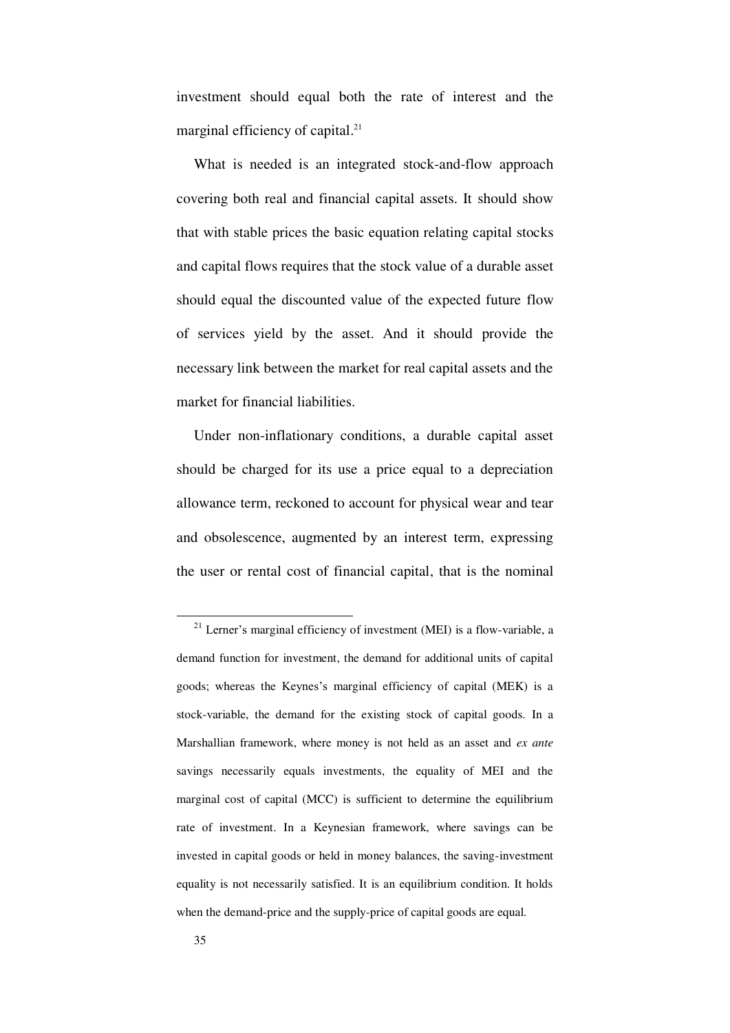investment should equal both the rate of interest and the marginal efficiency of capital.[21]

What is needed is an integrated stock-and-flow approach covering both real and financial capital assets. It should show that with stable prices the basic equation relating capital stocks and capital flows requires that the stock value of a durable asset should equal the discounted value of the expected future flow of services yield by the asset. And it should provide the necessary link between the market for real capital assets and the market for financial liabilities.

Under non-inflationary conditions, a durable capital asset should be charged for its use a price equal to a depreciation allowance term, reckoned to account for physical wear and tear and obsolescence, augmented by an interest term, expressing the user or rental cost of financial capital, that is the nominal

---

[21] Lerner's marginal efficiency of investment (MEI) is a flow-variable, a demand function for investment, the demand for additional units of capital goods; whereas the Keynes's marginal efficiency of capital (MEK) is a stock-variable, the demand for the existing stock of capital goods. In a Marshallian framework, where money is not held as an asset and *ex ante* savings necessarily equals investments, the equality of MEI and the marginal cost of capital (MCC) is sufficient to determine the equilibrium rate of investment. In a Keynesian framework, where savings can be invested in capital goods or held in money balances, the saving-investment equality is not necessarily satisfied. It is an equilibrium condition. It holds when the demand-price and the supply-price of capital goods are equal.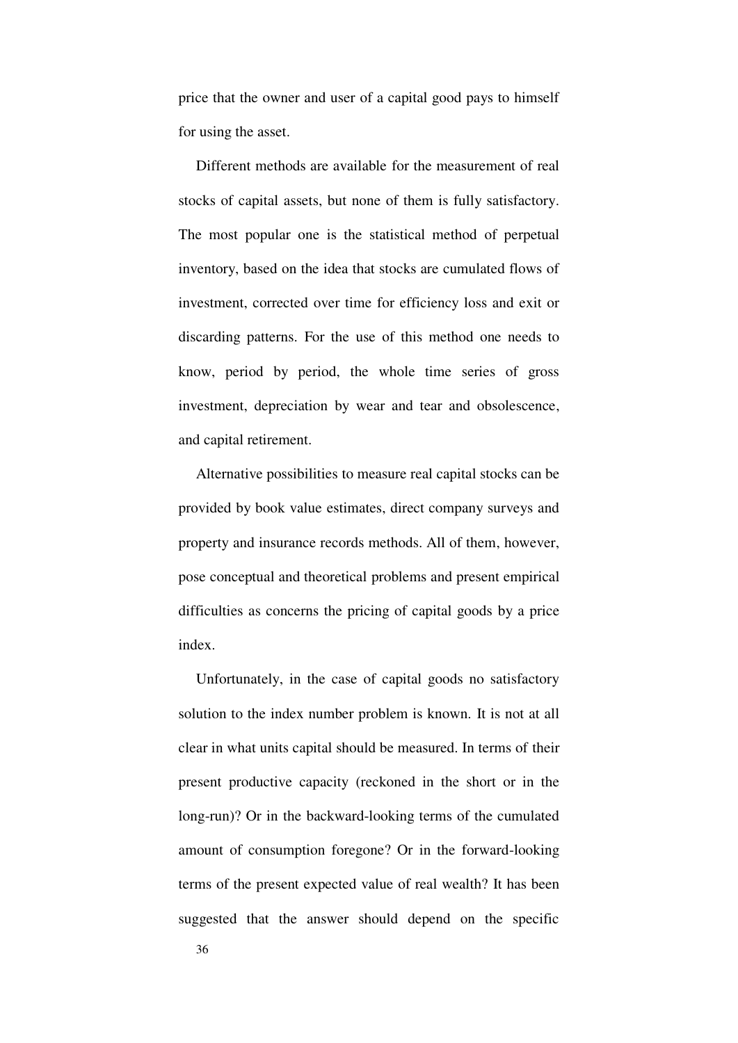price that the owner and user of a capital good pays to himself for using the asset.

Different methods are available for the measurement of real stocks of capital assets, but none of them is fully satisfactory. The most popular one is the statistical method of perpetual inventory, based on the idea that stocks are cumulated flows of investment, corrected over time for efficiency loss and exit or discarding patterns. For the use of this method one needs to know, period by period, the whole time series of gross investment, depreciation by wear and tear and obsolescence, and capital retirement.

Alternative possibilities to measure real capital stocks can be provided by book value estimates, direct company surveys and property and insurance records methods. All of them, however, pose conceptual and theoretical problems and present empirical difficulties as concerns the pricing of capital goods by a price index.

Unfortunately, in the case of capital goods no satisfactory solution to the index number problem is known. It is not at all clear in what units capital should be measured. In terms of their present productive capacity (reckoned in the short or in the long-run)? Or in the backward-looking terms of the cumulated amount of consumption foregone? Or in the forward-looking terms of the present expected value of real wealth? It has been suggested that the answer should depend on the specific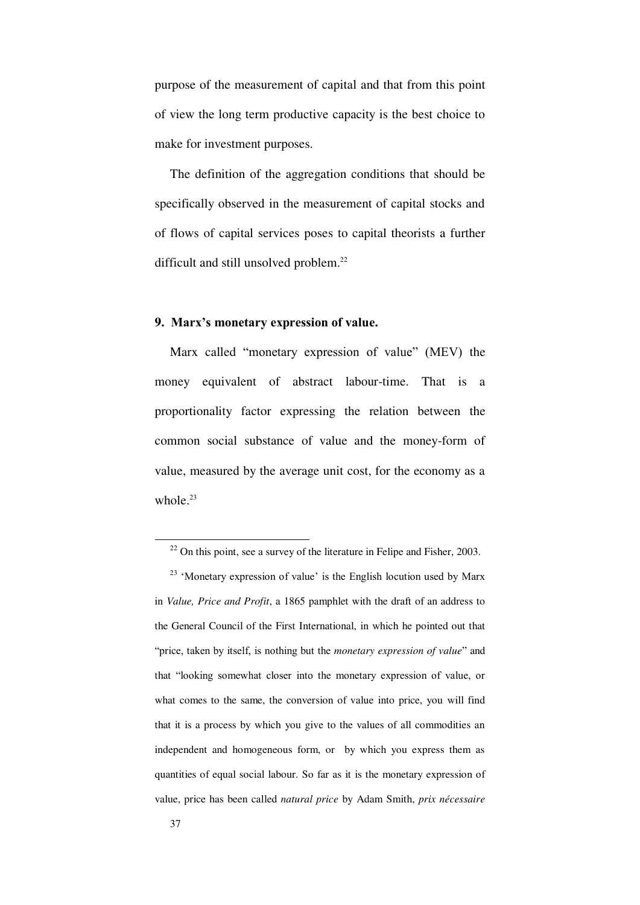purpose of the measurement of capital and that from this point of view the long term productive capacity is the best choice to make for investment purposes.

The definition of the aggregation conditions that should be specifically observed in the measurement of capital stocks and of flows of capital services poses to capital theorists a further difficult and still unsolved problem.[22]

## 9. Marx's monetary expression of value.

Marx called "monetary expression of value" (MEV) the money equivalent of abstract labour-time. That is a proportionality factor expressing the relation between the common social substance of value and the money-form of value, measured by the average unit cost, for the economy as a whole.[23]

---

[22] On this point, see a survey of the literature in Felipe and Fisher, 2003.

[23] 'Monetary expression of value' is the English locution used by Marx in *Value, Price and Profit*, a 1865 pamphlet with the draft of an address to the General Council of the First International, in which he pointed out that "price, taken by itself, is nothing but the *monetary expression of value*" and that "looking somewhat closer into the monetary expression of value, or what comes to the same, the conversion of value into price, you will find that it is a process by which you give to the values of all commodities an independent and homogeneous form, or by which you express them as quantities of equal social labour. So far as it is the monetary expression of value, price has been called *natural price* by Adam Smith, *prix nécessaire*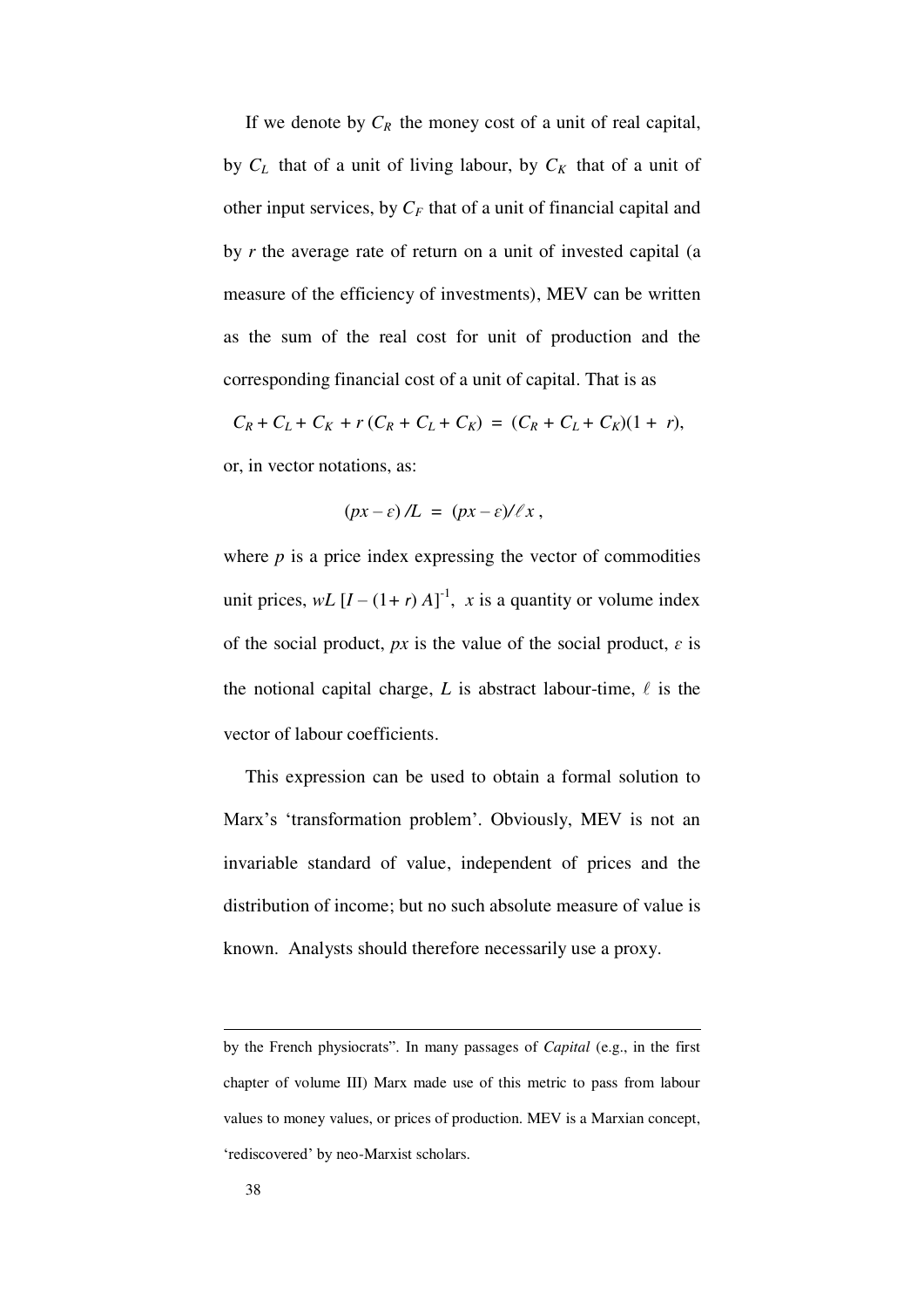If we denote by $C_R$ the money cost of a unit of real capital, by $C_L$ that of a unit of living labour, by $C_K$ that of a unit of other input services, by $C_F$ that of a unit of financial capital and by $r$ the average rate of return on a unit of invested capital (a measure of the efficiency of investments), MEV can be written as the sum of the real cost for unit of production and the corresponding financial cost of a unit of capital. That is as

$$C_R + C_L + C_K + r\,(C_R + C_L + C_K) \;=\; (C_R + C_L + C_K)(1 + r),$$

or, in vector notations, as:

$$(px - \varepsilon)\,/L \;=\; (px - \varepsilon)/\ell x\,,$$

where $p$ is a price index expressing the vector of commodities unit prices, $wL\,[I - (1+r)\,A]^{-1}$, $x$ is a quantity or volume index of the social product, $px$ is the value of the social product, $\varepsilon$ is the notional capital charge, $L$ is abstract labour-time, $\ell$ is the vector of labour coefficients.

This expression can be used to obtain a formal solution to Marx's 'transformation problem'. Obviously, MEV is not an invariable standard of value, independent of prices and the distribution of income; but no such absolute measure of value is known. Analysts should therefore necessarily use a proxy.

---

by the French physiocrats". In many passages of *Capital* (e.g., in the first chapter of volume III) Marx made use of this metric to pass from labour values to money values, or prices of production. MEV is a Marxian concept, 'rediscovered' by neo-Marxist scholars.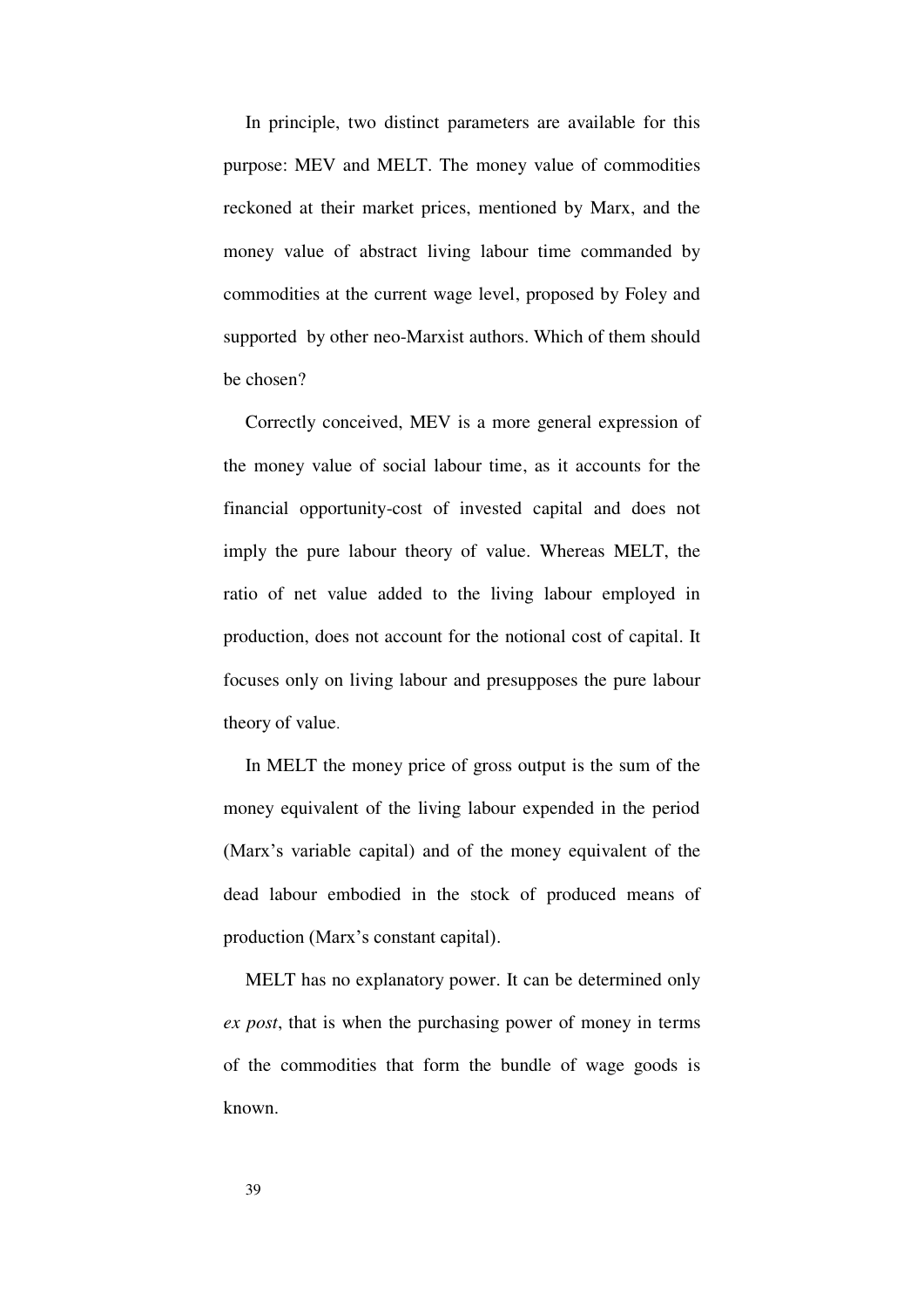In principle, two distinct parameters are available for this purpose: MEV and MELT. The money value of commodities reckoned at their market prices, mentioned by Marx, and the money value of abstract living labour time commanded by commodities at the current wage level, proposed by Foley and supported by other neo-Marxist authors. Which of them should be chosen?

Correctly conceived, MEV is a more general expression of the money value of social labour time, as it accounts for the financial opportunity-cost of invested capital and does not imply the pure labour theory of value. Whereas MELT, the ratio of net value added to the living labour employed in production, does not account for the notional cost of capital. It focuses only on living labour and presupposes the pure labour theory of value.

In MELT the money price of gross output is the sum of the money equivalent of the living labour expended in the period (Marx's variable capital) and of the money equivalent of the dead labour embodied in the stock of produced means of production (Marx's constant capital).

MELT has no explanatory power. It can be determined only *ex post*, that is when the purchasing power of money in terms of the commodities that form the bundle of wage goods is known.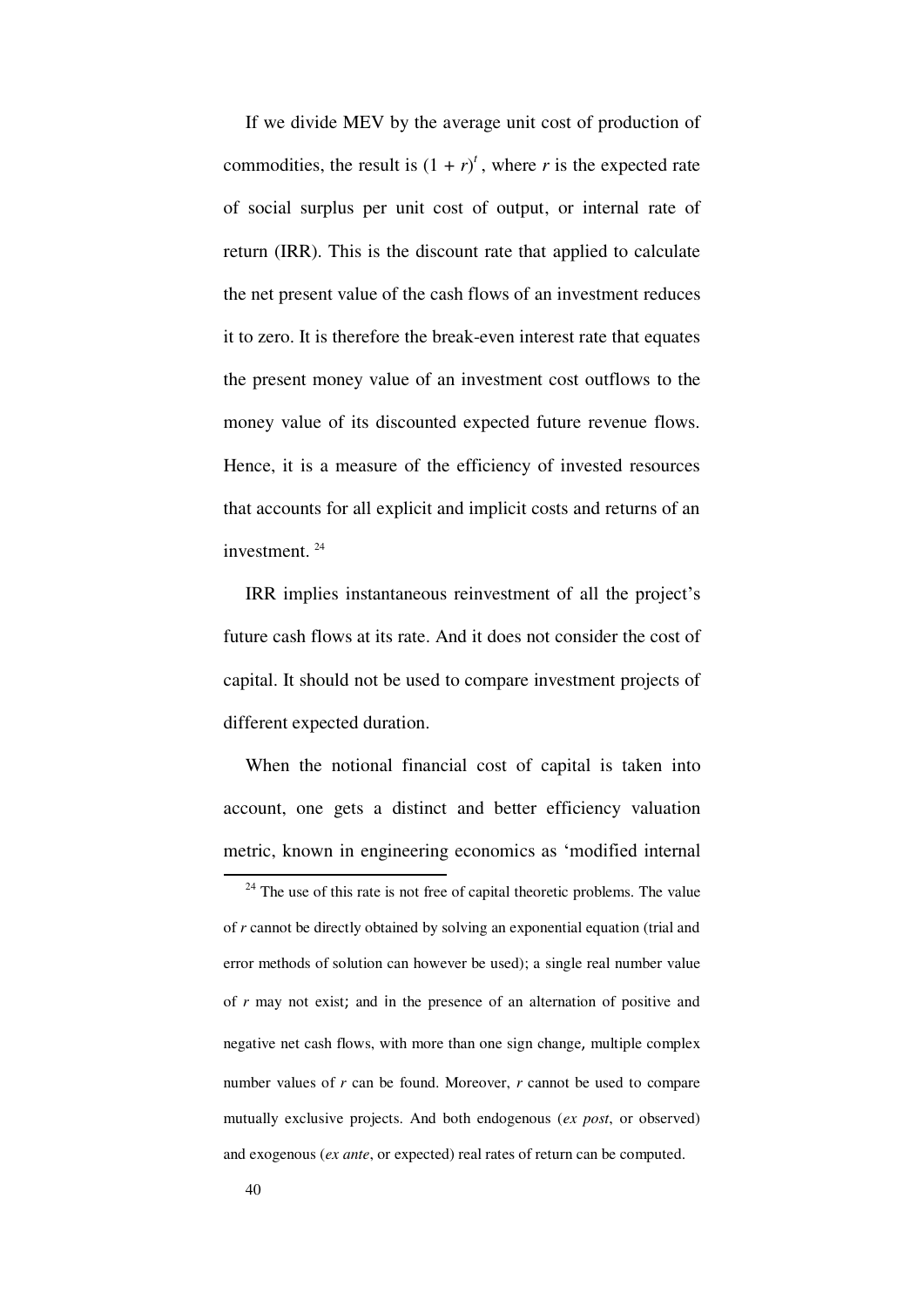If we divide MEV by the average unit cost of production of commodities, the result is $(1 + r)^t$, where $r$ is the expected rate of social surplus per unit cost of output, or internal rate of return (IRR). This is the discount rate that applied to calculate the net present value of the cash flows of an investment reduces it to zero. It is therefore the break-even interest rate that equates the present money value of an investment cost outflows to the money value of its discounted expected future revenue flows. Hence, it is a measure of the efficiency of invested resources that accounts for all explicit and implicit costs and returns of an investment. [24]

IRR implies instantaneous reinvestment of all the project's future cash flows at its rate. And it does not consider the cost of capital. It should not be used to compare investment projects of different expected duration.

When the notional financial cost of capital is taken into account, one gets a distinct and better efficiency valuation metric, known in engineering economics as 'modified internal

---

[24] The use of this rate is not free of capital theoretic problems. The value of $r$ cannot be directly obtained by solving an exponential equation (trial and error methods of solution can however be used); a single real number value of $r$ may not exist; and in the presence of an alternation of positive and negative net cash flows, with more than one sign change, multiple complex number values of $r$ can be found. Moreover, $r$ cannot be used to compare mutually exclusive projects. And both endogenous (*ex post*, or observed) and exogenous (*ex ante*, or expected) real rates of return can be computed.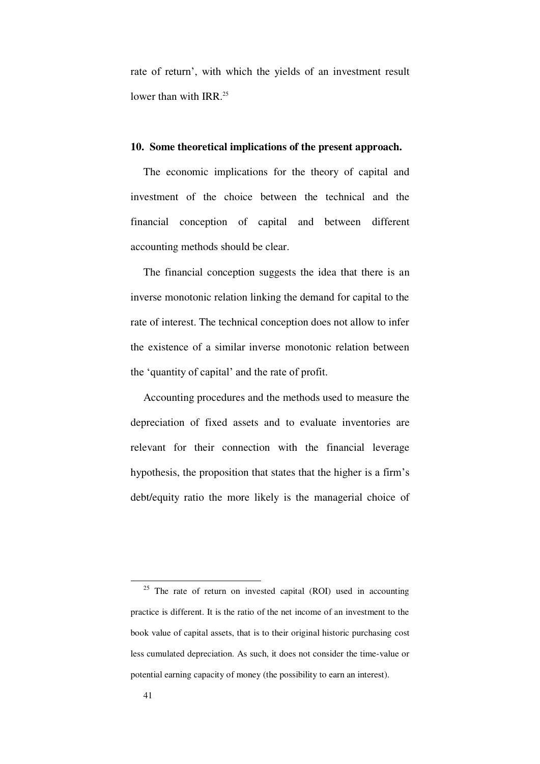rate of return', with which the yields of an investment result lower than with IRR.[25]

## 10. Some theoretical implications of the present approach.

The economic implications for the theory of capital and investment of the choice between the technical and the financial conception of capital and between different accounting methods should be clear.

The financial conception suggests the idea that there is an inverse monotonic relation linking the demand for capital to the rate of interest. The technical conception does not allow to infer the existence of a similar inverse monotonic relation between the 'quantity of capital' and the rate of profit.

Accounting procedures and the methods used to measure the depreciation of fixed assets and to evaluate inventories are relevant for their connection with the financial leverage hypothesis, the proposition that states that the higher is a firm's debt/equity ratio the more likely is the managerial choice of

---

[25] The rate of return on invested capital (ROI) used in accounting practice is different. It is the ratio of the net income of an investment to the book value of capital assets, that is to their original historic purchasing cost less cumulated depreciation. As such, it does not consider the time-value or potential earning capacity of money (the possibility to earn an interest).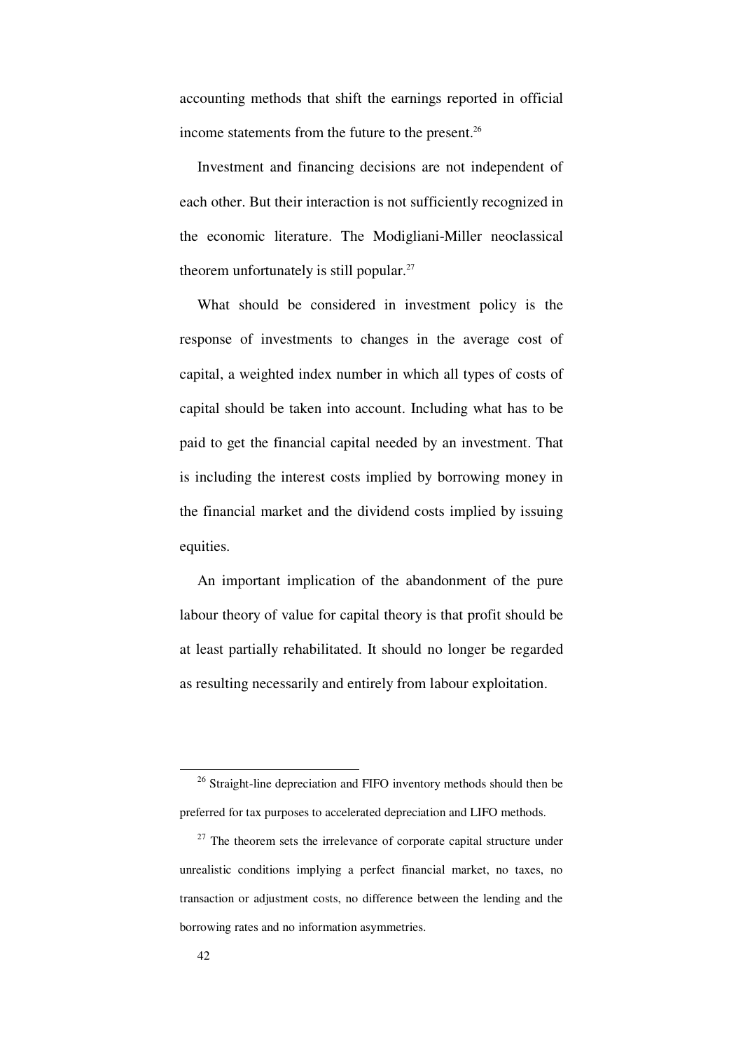accounting methods that shift the earnings reported in official income statements from the future to the present.[26]

Investment and financing decisions are not independent of each other. But their interaction is not sufficiently recognized in the economic literature. The Modigliani-Miller neoclassical theorem unfortunately is still popular.[27]

What should be considered in investment policy is the response of investments to changes in the average cost of capital, a weighted index number in which all types of costs of capital should be taken into account. Including what has to be paid to get the financial capital needed by an investment. That is including the interest costs implied by borrowing money in the financial market and the dividend costs implied by issuing equities.

An important implication of the abandonment of the pure labour theory of value for capital theory is that profit should be at least partially rehabilitated. It should no longer be regarded as resulting necessarily and entirely from labour exploitation.

---

[26] Straight-line depreciation and FIFO inventory methods should then be preferred for tax purposes to accelerated depreciation and LIFO methods.

[27] The theorem sets the irrelevance of corporate capital structure under unrealistic conditions implying a perfect financial market, no taxes, no transaction or adjustment costs, no difference between the lending and the borrowing rates and no information asymmetries.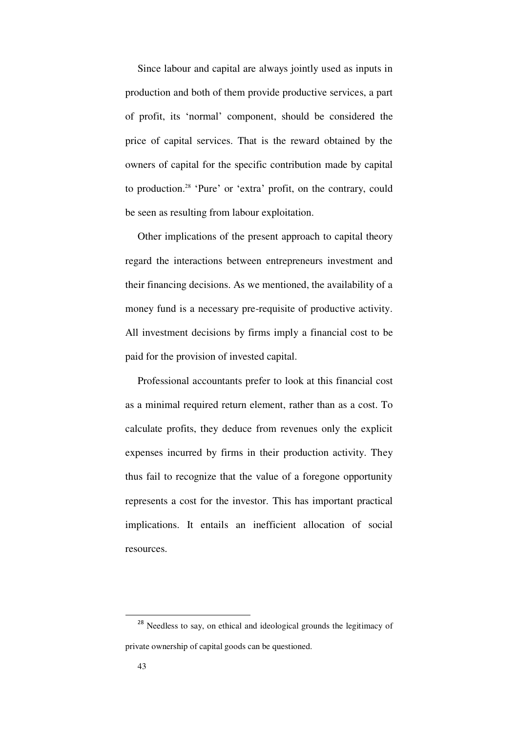Since labour and capital are always jointly used as inputs in production and both of them provide productive services, a part of profit, its 'normal' component, should be considered the price of capital services. That is the reward obtained by the owners of capital for the specific contribution made by capital to production.[28] 'Pure' or 'extra' profit, on the contrary, could be seen as resulting from labour exploitation.

Other implications of the present approach to capital theory regard the interactions between entrepreneurs investment and their financing decisions. As we mentioned, the availability of a money fund is a necessary pre-requisite of productive activity. All investment decisions by firms imply a financial cost to be paid for the provision of invested capital.

Professional accountants prefer to look at this financial cost as a minimal required return element, rather than as a cost. To calculate profits, they deduce from revenues only the explicit expenses incurred by firms in their production activity. They thus fail to recognize that the value of a foregone opportunity represents a cost for the investor. This has important practical implications. It entails an inefficient allocation of social resources.

---

[28] Needless to say, on ethical and ideological grounds the legitimacy of private ownership of capital goods can be questioned.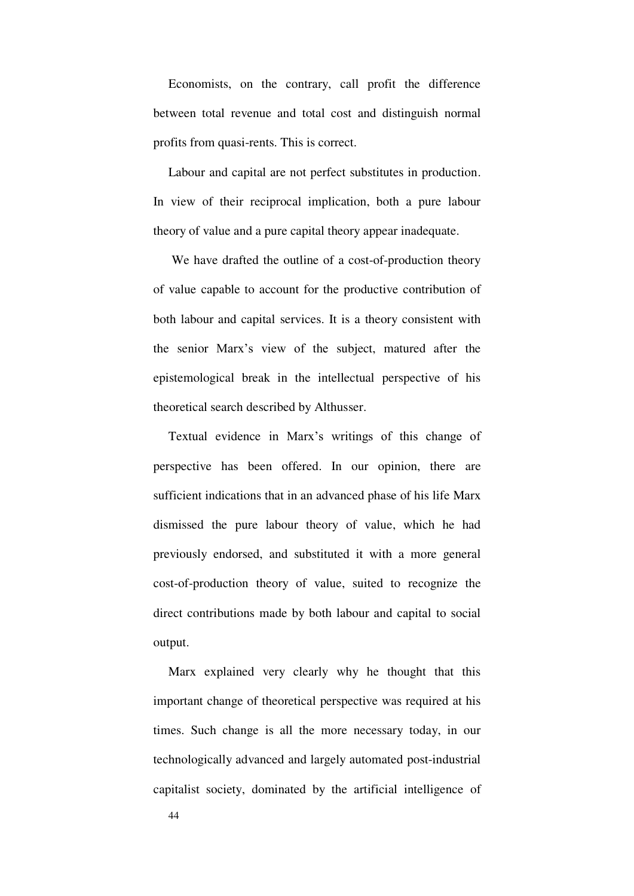Economists, on the contrary, call profit the difference between total revenue and total cost and distinguish normal profits from quasi-rents. This is correct.

Labour and capital are not perfect substitutes in production. In view of their reciprocal implication, both a pure labour theory of value and a pure capital theory appear inadequate.

We have drafted the outline of a cost-of-production theory of value capable to account for the productive contribution of both labour and capital services. It is a theory consistent with the senior Marx's view of the subject, matured after the epistemological break in the intellectual perspective of his theoretical search described by Althusser.

Textual evidence in Marx's writings of this change of perspective has been offered. In our opinion, there are sufficient indications that in an advanced phase of his life Marx dismissed the pure labour theory of value, which he had previously endorsed, and substituted it with a more general cost-of-production theory of value, suited to recognize the direct contributions made by both labour and capital to social output.

Marx explained very clearly why he thought that this important change of theoretical perspective was required at his times. Such change is all the more necessary today, in our technologically advanced and largely automated post-industrial capitalist society, dominated by the artificial intelligence of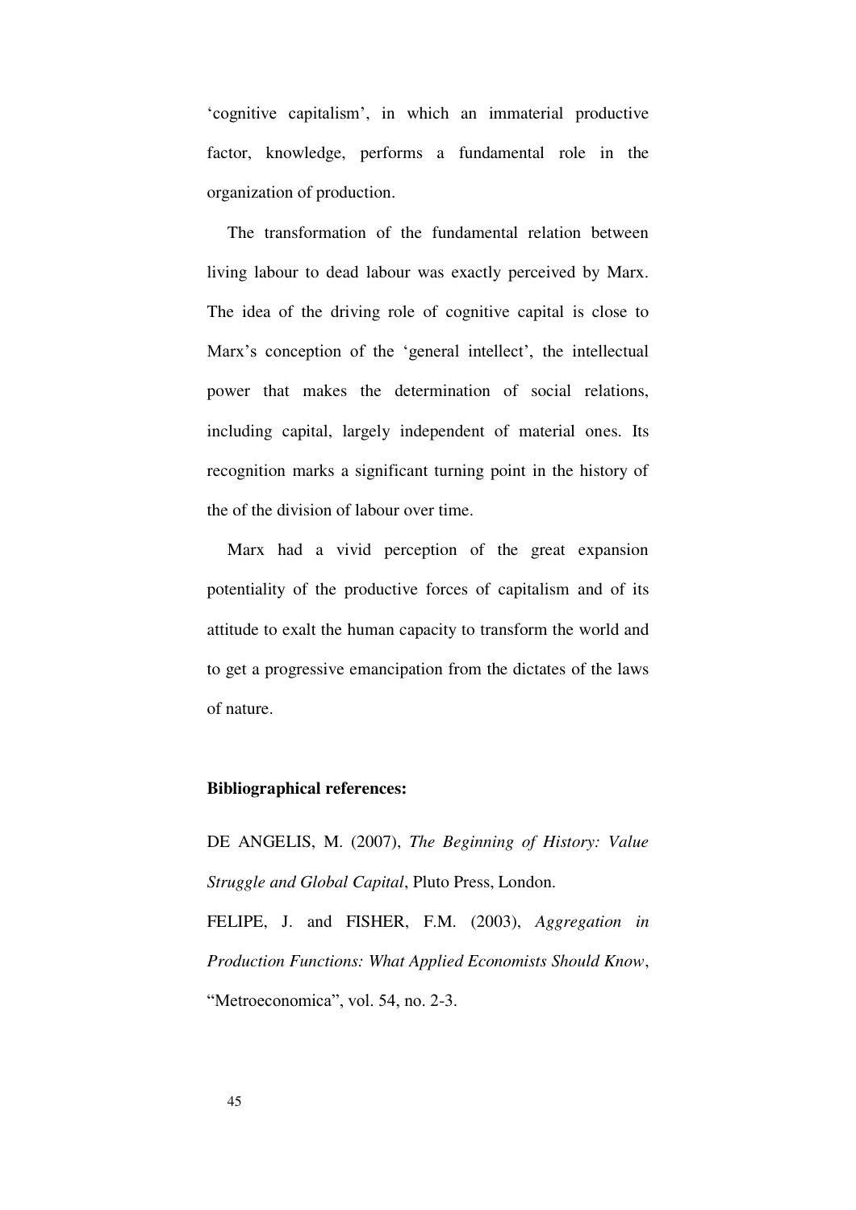'cognitive capitalism', in which an immaterial productive factor, knowledge, performs a fundamental role in the organization of production.

The transformation of the fundamental relation between living labour to dead labour was exactly perceived by Marx. The idea of the driving role of cognitive capital is close to Marx's conception of the 'general intellect', the intellectual power that makes the determination of social relations, including capital, largely independent of material ones. Its recognition marks a significant turning point in the history of the of the division of labour over time.

Marx had a vivid perception of the great expansion potentiality of the productive forces of capitalism and of its attitude to exalt the human capacity to transform the world and to get a progressive emancipation from the dictates of the laws of nature.

**Bibliographical references:**

DE ANGELIS, M. (2007), *The Beginning of History: Value Struggle and Global Capital*, Pluto Press, London.

FELIPE, J. and FISHER, F.M. (2003), *Aggregation in Production Functions: What Applied Economists Should Know*, "Metroeconomica", vol. 54, no. 2-3.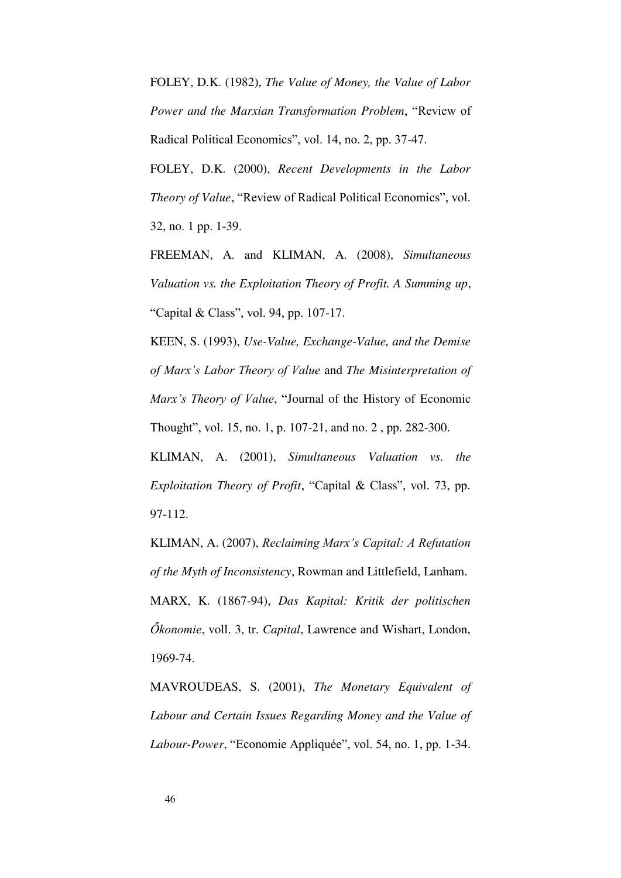FOLEY, D.K. (1982), *The Value of Money, the Value of Labor Power and the Marxian Transformation Problem*, "Review of Radical Political Economics", vol. 14, no. 2, pp. 37-47.

FOLEY, D.K. (2000), *Recent Developments in the Labor Theory of Value*, "Review of Radical Political Economics", vol. 32, no. 1 pp. 1-39.

FREEMAN, A. and KLIMAN, A. (2008), *Simultaneous Valuation vs. the Exploitation Theory of Profit. A Summing up*, "Capital & Class", vol. 94, pp. 107-17.

KEEN, S. (1993), *Use-Value, Exchange-Value, and the Demise of Marx's Labor Theory of Value* and *The Misinterpretation of Marx's Theory of Value*, "Journal of the History of Economic Thought", vol. 15, no. 1, p. 107-21, and no. 2 , pp. 282-300.

KLIMAN, A. (2001), *Simultaneous Valuation vs. the Exploitation Theory of Profit*, "Capital & Class", vol. 73, pp. 97-112.

KLIMAN, A. (2007), *Reclaiming Marx's Capital: A Refutation of the Myth of Inconsistency*, Rowman and Littlefield, Lanham.

MARX, K. (1867-94), *Das Kapital: Kritik der politischen Őkonomie*, voll. 3, tr. *Capital*, Lawrence and Wishart, London, 1969-74.

MAVROUDEAS, S. (2001), *The Monetary Equivalent of Labour and Certain Issues Regarding Money and the Value of Labour-Power*, "Economie Appliquée", vol. 54, no. 1, pp. 1-34.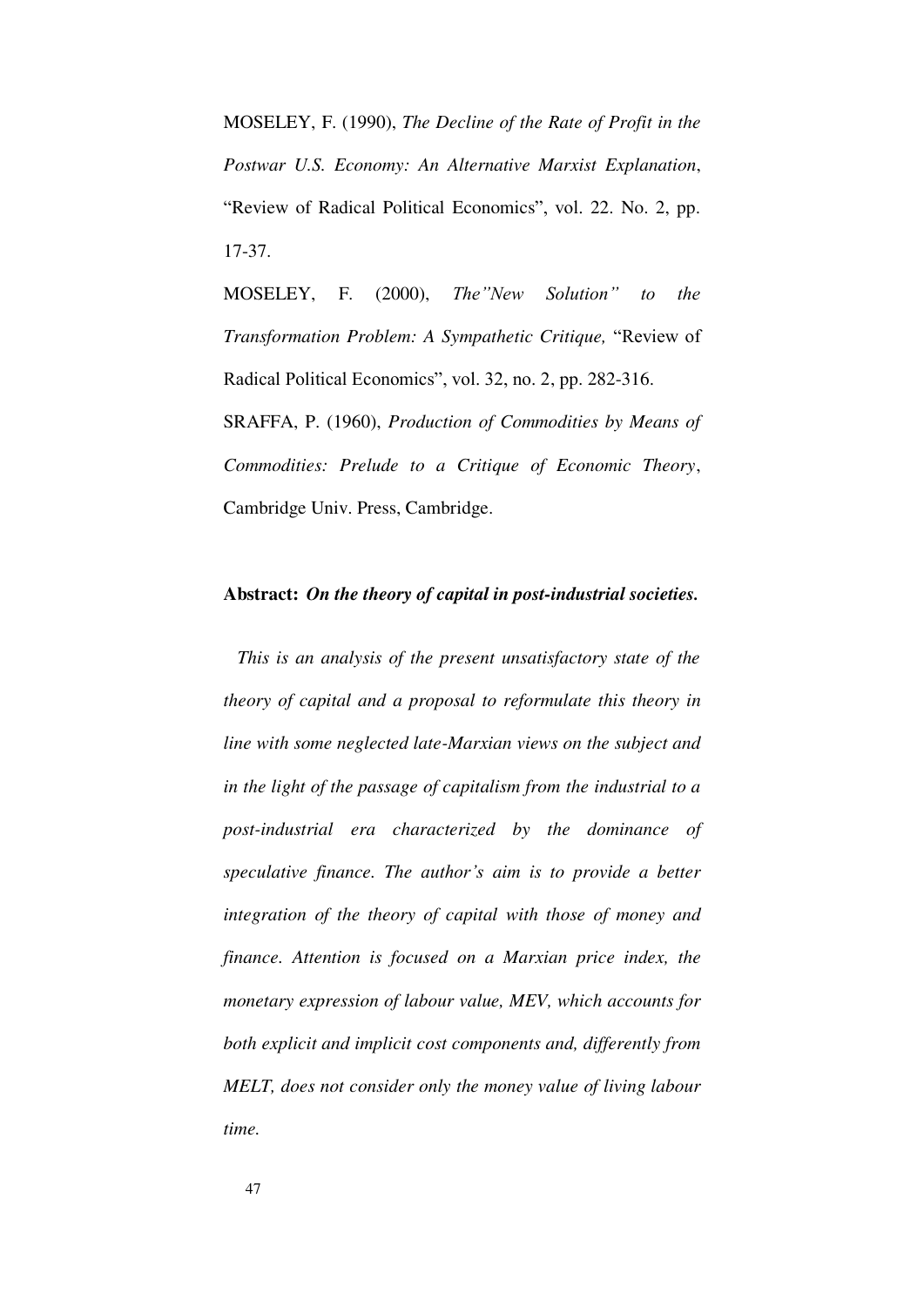MOSELEY, F. (1990), *The Decline of the Rate of Profit in the Postwar U.S. Economy: An Alternative Marxist Explanation*, "Review of Radical Political Economics", vol. 22. No. 2, pp. 17-37.

MOSELEY, F. (2000), *The"New Solution" to the Transformation Problem: A Sympathetic Critique,* "Review of Radical Political Economics", vol. 32, no. 2, pp. 282-316.

SRAFFA, P. (1960), *Production of Commodities by Means of Commodities: Prelude to a Critique of Economic Theory*, Cambridge Univ. Press, Cambridge.

**Abstract:** ***On the theory of capital in post-industrial societies.***

*This is an analysis of the present unsatisfactory state of the theory of capital and a proposal to reformulate this theory in line with some neglected late-Marxian views on the subject and in the light of the passage of capitalism from the industrial to a post-industrial era characterized by the dominance of speculative finance. The author's aim is to provide a better integration of the theory of capital with those of money and finance. Attention is focused on a Marxian price index, the monetary expression of labour value, MEV, which accounts for both explicit and implicit cost components and, differently from MELT, does not consider only the money value of living labour time.*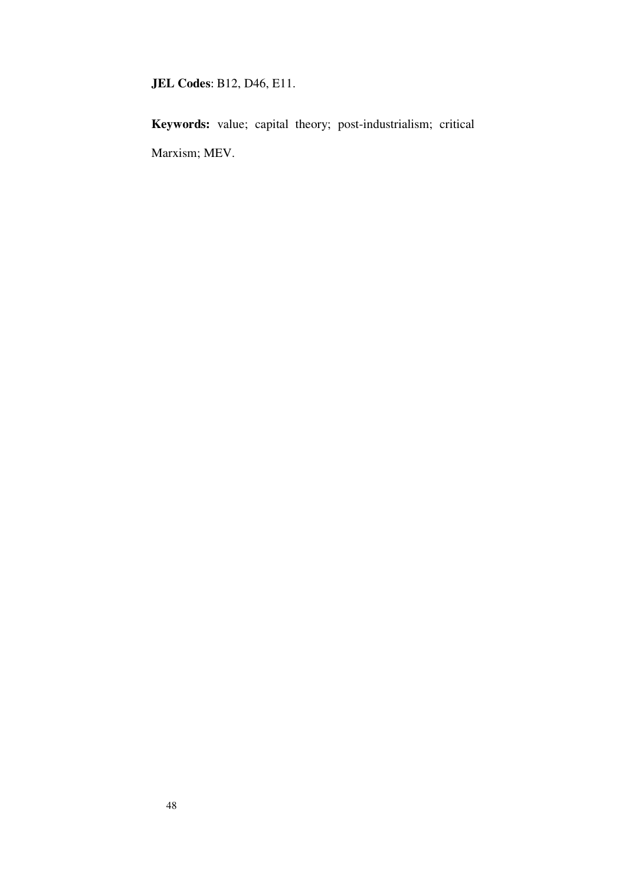**JEL Codes**: B12, D46, E11.

**Keywords:** value; capital theory; post-industrialism; critical Marxism; MEV.